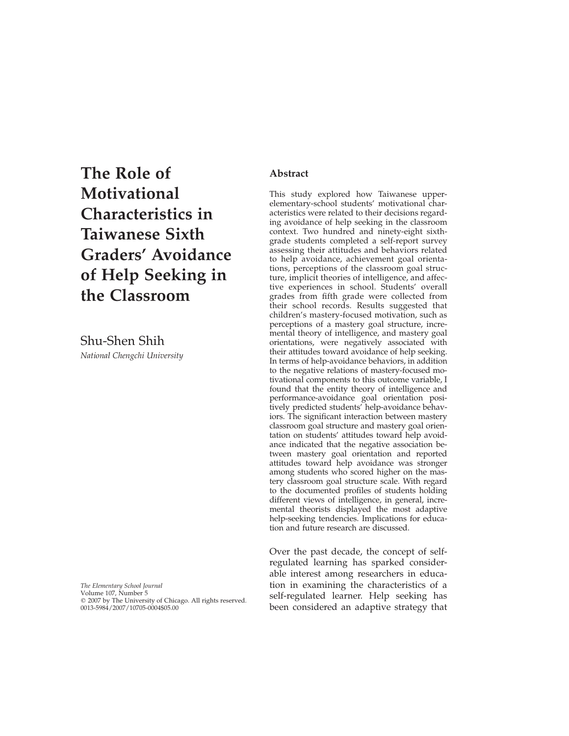# The Role of Motivational Characteristics in Taiwanese Sixth Graders' Avoidance of Help Seeking in the Classroom

Shu-Shen Shih

*National Chengchi University*

*The Elementary School Journal*
Volume 107, Number 5
© 2007 by The University of Chicago. All rights reserved.
0013-5984/2007/10705-0004$05.00

## Abstract

This study explored how Taiwanese upper-elementary-school students' motivational characteristics were related to their decisions regarding avoidance of help seeking in the classroom context. Two hundred and ninety-eight sixth-grade students completed a self-report survey assessing their attitudes and behaviors related to help avoidance, achievement goal orientations, perceptions of the classroom goal structure, implicit theories of intelligence, and affective experiences in school. Students' overall grades from fifth grade were collected from their school records. Results suggested that children's mastery-focused motivation, such as perceptions of a mastery goal structure, incremental theory of intelligence, and mastery goal orientations, were negatively associated with their attitudes toward avoidance of help seeking. In terms of help-avoidance behaviors, in addition to the negative relations of mastery-focused motivational components to this outcome variable, I found that the entity theory of intelligence and performance-avoidance goal orientation positively predicted students' help-avoidance behaviors. The significant interaction between mastery classroom goal structure and mastery goal orientation on students' attitudes toward help avoidance indicated that the negative association between mastery goal orientation and reported attitudes toward help avoidance was stronger among students who scored higher on the mastery classroom goal structure scale. With regard to the documented profiles of students holding different views of intelligence, in general, incremental theorists displayed the most adaptive help-seeking tendencies. Implications for education and future research are discussed.

Over the past decade, the concept of self-regulated learning has sparked considerable interest among researchers in education in examining the characteristics of a self-regulated learner. Help seeking has been considered an adaptive strategy that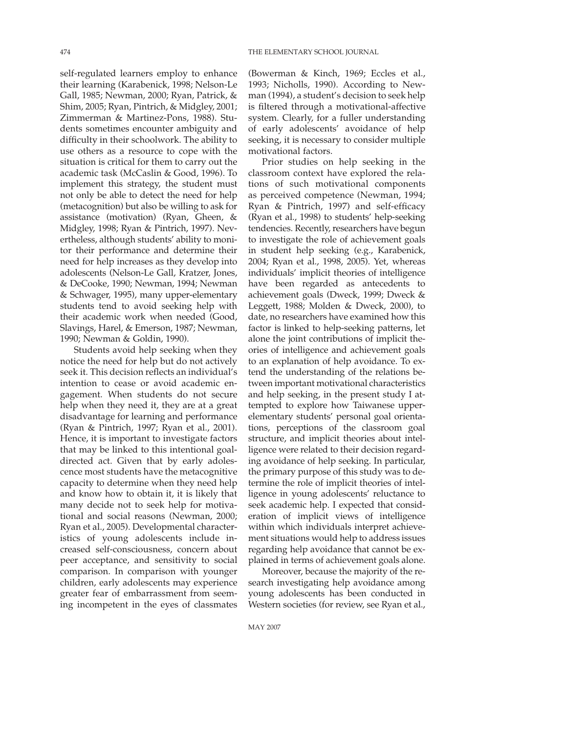self-regulated learners employ to enhance their learning (Karabenick, 1998; Nelson-Le Gall, 1985; Newman, 2000; Ryan, Patrick, & Shim, 2005; Ryan, Pintrich, & Midgley, 2001; Zimmerman & Martinez-Pons, 1988). Students sometimes encounter ambiguity and difficulty in their schoolwork. The ability to use others as a resource to cope with the situation is critical for them to carry out the academic task (McCaslin & Good, 1996). To implement this strategy, the student must not only be able to detect the need for help (metacognition) but also be willing to ask for assistance (motivation) (Ryan, Gheen, & Midgley, 1998; Ryan & Pintrich, 1997). Nevertheless, although students' ability to monitor their performance and determine their need for help increases as they develop into adolescents (Nelson-Le Gall, Kratzer, Jones, & DeCooke, 1990; Newman, 1994; Newman & Schwager, 1995), many upper-elementary students tend to avoid seeking help with their academic work when needed (Good, Slavings, Harel, & Emerson, 1987; Newman, 1990; Newman & Goldin, 1990).

Students avoid help seeking when they notice the need for help but do not actively seek it. This decision reflects an individual's intention to cease or avoid academic engagement. When students do not secure help when they need it, they are at a great disadvantage for learning and performance (Ryan & Pintrich, 1997; Ryan et al., 2001). Hence, it is important to investigate factors that may be linked to this intentional goal-directed act. Given that by early adolescence most students have the metacognitive capacity to determine when they need help and know how to obtain it, it is likely that many decide not to seek help for motivational and social reasons (Newman, 2000; Ryan et al., 2005). Developmental characteristics of young adolescents include increased self-consciousness, concern about peer acceptance, and sensitivity to social comparison. In comparison with younger children, early adolescents may experience greater fear of embarrassment from seeming incompetent in the eyes of classmates (Bowerman & Kinch, 1969; Eccles et al., 1993; Nicholls, 1990). According to Newman (1994), a student's decision to seek help is filtered through a motivational-affective system. Clearly, for a fuller understanding of early adolescents' avoidance of help seeking, it is necessary to consider multiple motivational factors.

Prior studies on help seeking in the classroom context have explored the relations of such motivational components as perceived competence (Newman, 1994; Ryan & Pintrich, 1997) and self-efficacy (Ryan et al., 1998) to students' help-seeking tendencies. Recently, researchers have begun to investigate the role of achievement goals in student help seeking (e.g., Karabenick, 2004; Ryan et al., 1998, 2005). Yet, whereas individuals' implicit theories of intelligence have been regarded as antecedents to achievement goals (Dweck, 1999; Dweck & Leggett, 1988; Molden & Dweck, 2000), to date, no researchers have examined how this factor is linked to help-seeking patterns, let alone the joint contributions of implicit theories of intelligence and achievement goals to an explanation of help avoidance. To extend the understanding of the relations between important motivational characteristics and help seeking, in the present study I attempted to explore how Taiwanese upper-elementary students' personal goal orientations, perceptions of the classroom goal structure, and implicit theories about intelligence were related to their decision regarding avoidance of help seeking. In particular, the primary purpose of this study was to determine the role of implicit theories of intelligence in young adolescents' reluctance to seek academic help. I expected that consideration of implicit views of intelligence within which individuals interpret achievement situations would help to address issues regarding help avoidance that cannot be explained in terms of achievement goals alone.

Moreover, because the majority of the research investigating help avoidance among young adolescents has been conducted in Western societies (for review, see Ryan et al.,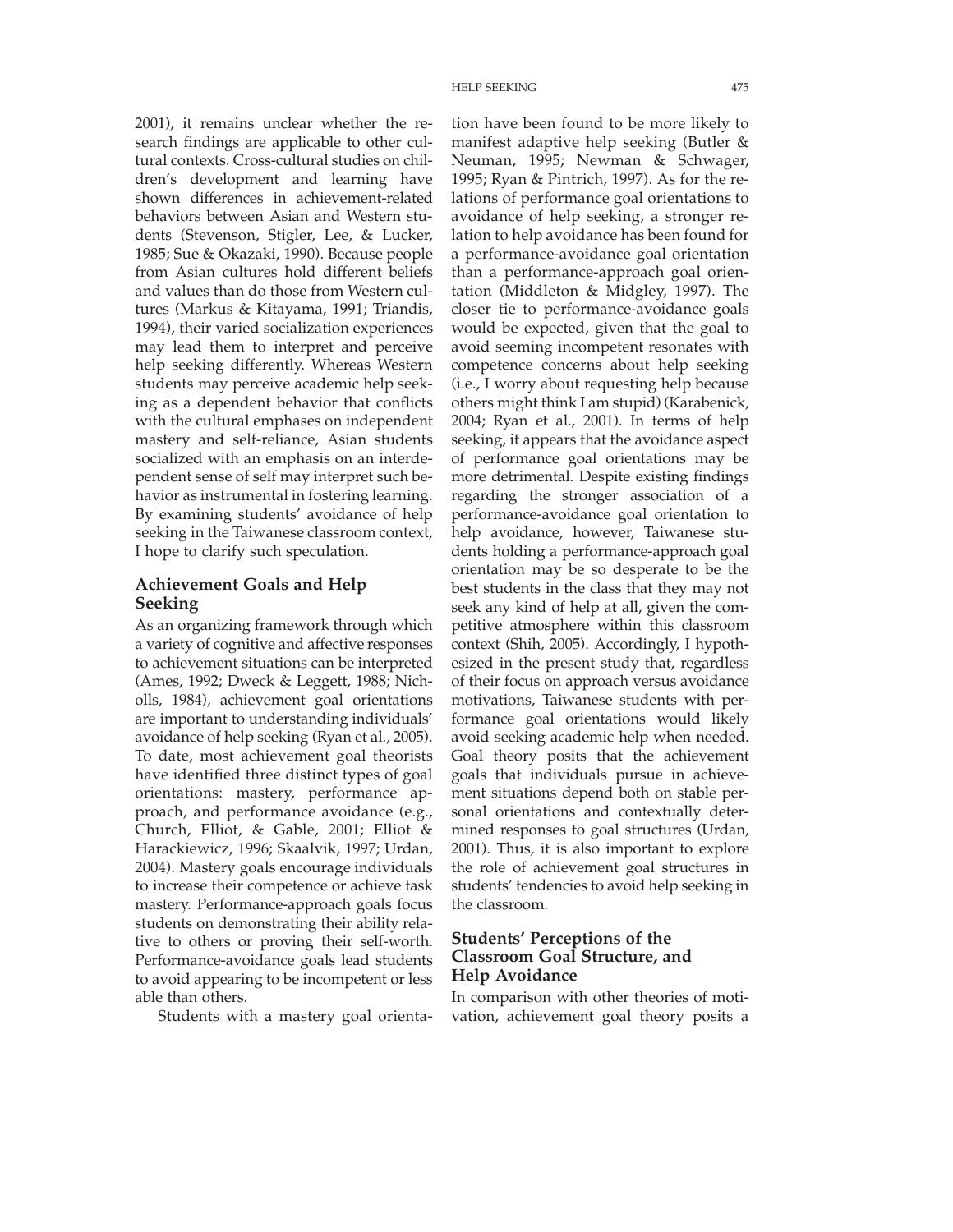2001), it remains unclear whether the research findings are applicable to other cultural contexts. Cross-cultural studies on children's development and learning have shown differences in achievement-related behaviors between Asian and Western students (Stevenson, Stigler, Lee, & Lucker, 1985; Sue & Okazaki, 1990). Because people from Asian cultures hold different beliefs and values than do those from Western cultures (Markus & Kitayama, 1991; Triandis, 1994), their varied socialization experiences may lead them to interpret and perceive help seeking differently. Whereas Western students may perceive academic help seeking as a dependent behavior that conflicts with the cultural emphases on independent mastery and self-reliance, Asian students socialized with an emphasis on an interdependent sense of self may interpret such behavior as instrumental in fostering learning. By examining students' avoidance of help seeking in the Taiwanese classroom context, I hope to clarify such speculation.

## Achievement Goals and Help Seeking

As an organizing framework through which a variety of cognitive and affective responses to achievement situations can be interpreted (Ames, 1992; Dweck & Leggett, 1988; Nicholls, 1984), achievement goal orientations are important to understanding individuals' avoidance of help seeking (Ryan et al., 2005). To date, most achievement goal theorists have identified three distinct types of goal orientations: mastery, performance approach, and performance avoidance (e.g., Church, Elliot, & Gable, 2001; Elliot & Harackiewicz, 1996; Skaalvik, 1997; Urdan, 2004). Mastery goals encourage individuals to increase their competence or achieve task mastery. Performance-approach goals focus students on demonstrating their ability relative to others or proving their self-worth. Performance-avoidance goals lead students to avoid appearing to be incompetent or less able than others.

Students with a mastery goal orientation have been found to be more likely to manifest adaptive help seeking (Butler & Neuman, 1995; Newman & Schwager, 1995; Ryan & Pintrich, 1997). As for the relations of performance goal orientations to avoidance of help seeking, a stronger relation to help avoidance has been found for a performance-avoidance goal orientation than a performance-approach goal orientation (Middleton & Midgley, 1997). The closer tie to performance-avoidance goals would be expected, given that the goal to avoid seeming incompetent resonates with competence concerns about help seeking (i.e., I worry about requesting help because others might think I am stupid) (Karabenick, 2004; Ryan et al., 2001). In terms of help seeking, it appears that the avoidance aspect of performance goal orientations may be more detrimental. Despite existing findings regarding the stronger association of a performance-avoidance goal orientation to help avoidance, however, Taiwanese students holding a performance-approach goal orientation may be so desperate to be the best students in the class that they may not seek any kind of help at all, given the competitive atmosphere within this classroom context (Shih, 2005). Accordingly, I hypothesized in the present study that, regardless of their focus on approach versus avoidance motivations, Taiwanese students with performance goal orientations would likely avoid seeking academic help when needed. Goal theory posits that the achievement goals that individuals pursue in achievement situations depend both on stable personal orientations and contextually determined responses to goal structures (Urdan, 2001). Thus, it is also important to explore the role of achievement goal structures in students' tendencies to avoid help seeking in the classroom.

## Students' Perceptions of the Classroom Goal Structure, and Help Avoidance

In comparison with other theories of motivation, achievement goal theory posits a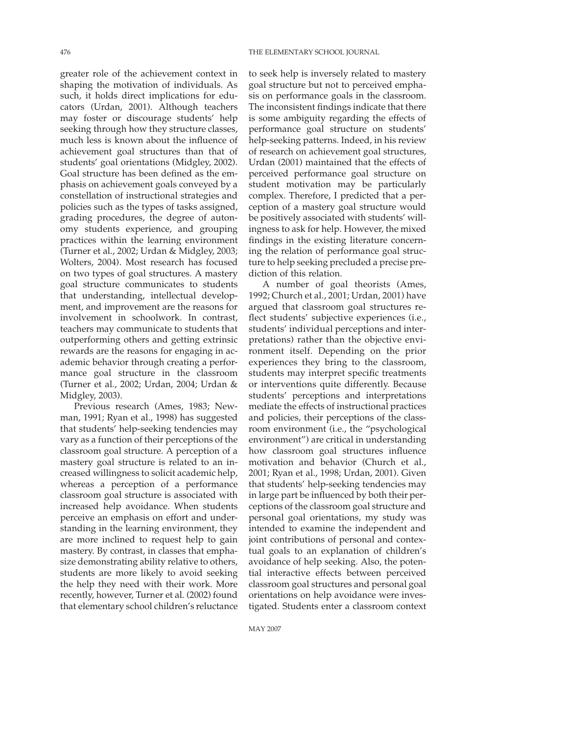greater role of the achievement context in shaping the motivation of individuals. As such, it holds direct implications for educators (Urdan, 2001). Although teachers may foster or discourage students' help seeking through how they structure classes, much less is known about the influence of achievement goal structures than that of students' goal orientations (Midgley, 2002). Goal structure has been defined as the emphasis on achievement goals conveyed by a constellation of instructional strategies and policies such as the types of tasks assigned, grading procedures, the degree of autonomy students experience, and grouping practices within the learning environment (Turner et al., 2002; Urdan & Midgley, 2003; Wolters, 2004). Most research has focused on two types of goal structures. A mastery goal structure communicates to students that understanding, intellectual development, and improvement are the reasons for involvement in schoolwork. In contrast, teachers may communicate to students that outperforming others and getting extrinsic rewards are the reasons for engaging in academic behavior through creating a performance goal structure in the classroom (Turner et al., 2002; Urdan, 2004; Urdan & Midgley, 2003).

Previous research (Ames, 1983; Newman, 1991; Ryan et al., 1998) has suggested that students' help-seeking tendencies may vary as a function of their perceptions of the classroom goal structure. A perception of a mastery goal structure is related to an increased willingness to solicit academic help, whereas a perception of a performance classroom goal structure is associated with increased help avoidance. When students perceive an emphasis on effort and understanding in the learning environment, they are more inclined to request help to gain mastery. By contrast, in classes that emphasize demonstrating ability relative to others, students are more likely to avoid seeking the help they need with their work. More recently, however, Turner et al. (2002) found that elementary school children's reluctance to seek help is inversely related to mastery goal structure but not to perceived emphasis on performance goals in the classroom. The inconsistent findings indicate that there is some ambiguity regarding the effects of performance goal structure on students' help-seeking patterns. Indeed, in his review of research on achievement goal structures, Urdan (2001) maintained that the effects of perceived performance goal structure on student motivation may be particularly complex. Therefore, I predicted that a perception of a mastery goal structure would be positively associated with students' willingness to ask for help. However, the mixed findings in the existing literature concerning the relation of performance goal structure to help seeking precluded a precise prediction of this relation.

A number of goal theorists (Ames, 1992; Church et al., 2001; Urdan, 2001) have argued that classroom goal structures reflect students' subjective experiences (i.e., students' individual perceptions and interpretations) rather than the objective environment itself. Depending on the prior experiences they bring to the classroom, students may interpret specific treatments or interventions quite differently. Because students' perceptions and interpretations mediate the effects of instructional practices and policies, their perceptions of the classroom environment (i.e., the "psychological environment") are critical in understanding how classroom goal structures influence motivation and behavior (Church et al., 2001; Ryan et al., 1998; Urdan, 2001). Given that students' help-seeking tendencies may in large part be influenced by both their perceptions of the classroom goal structure and personal goal orientations, my study was intended to examine the independent and joint contributions of personal and contextual goals to an explanation of children's avoidance of help seeking. Also, the potential interactive effects between perceived classroom goal structures and personal goal orientations on help avoidance were investigated. Students enter a classroom context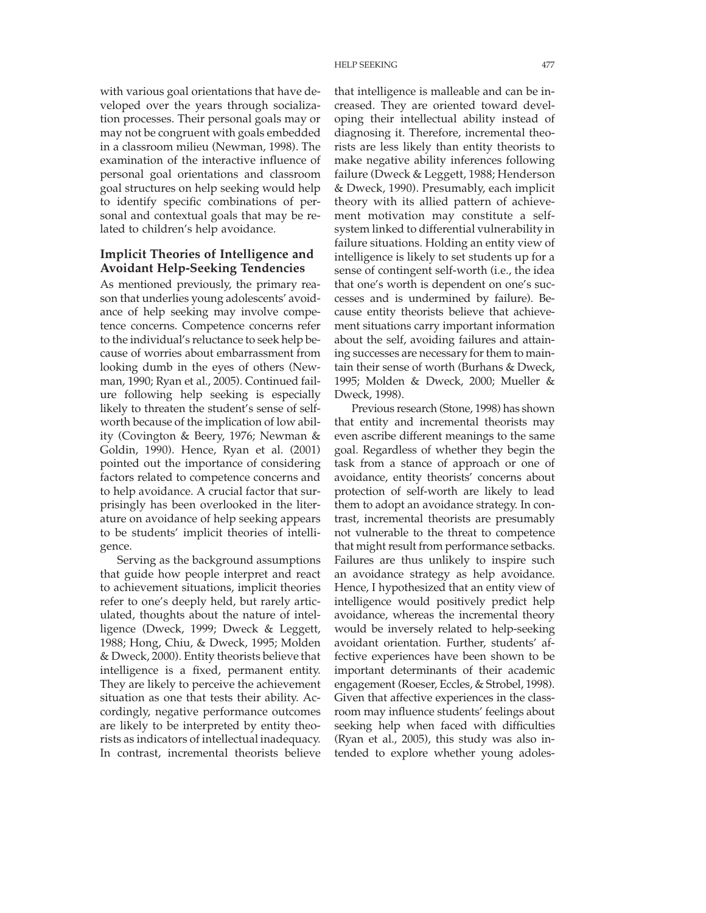with various goal orientations that have developed over the years through socialization processes. Their personal goals may or may not be congruent with goals embedded in a classroom milieu (Newman, 1998). The examination of the interactive influence of personal goal orientations and classroom goal structures on help seeking would help to identify specific combinations of personal and contextual goals that may be related to children's help avoidance.

## Implicit Theories of Intelligence and Avoidant Help-Seeking Tendencies

As mentioned previously, the primary reason that underlies young adolescents' avoidance of help seeking may involve competence concerns. Competence concerns refer to the individual's reluctance to seek help because of worries about embarrassment from looking dumb in the eyes of others (Newman, 1990; Ryan et al., 2005). Continued failure following help seeking is especially likely to threaten the student's sense of self-worth because of the implication of low ability (Covington & Beery, 1976; Newman & Goldin, 1990). Hence, Ryan et al. (2001) pointed out the importance of considering factors related to competence concerns and to help avoidance. A crucial factor that surprisingly has been overlooked in the literature on avoidance of help seeking appears to be students' implicit theories of intelligence.

Serving as the background assumptions that guide how people interpret and react to achievement situations, implicit theories refer to one's deeply held, but rarely articulated, thoughts about the nature of intelligence (Dweck, 1999; Dweck & Leggett, 1988; Hong, Chiu, & Dweck, 1995; Molden & Dweck, 2000). Entity theorists believe that intelligence is a fixed, permanent entity. They are likely to perceive the achievement situation as one that tests their ability. Accordingly, negative performance outcomes are likely to be interpreted by entity theorists as indicators of intellectual inadequacy. In contrast, incremental theorists believe that intelligence is malleable and can be increased. They are oriented toward developing their intellectual ability instead of diagnosing it. Therefore, incremental theorists are less likely than entity theorists to make negative ability inferences following failure (Dweck & Leggett, 1988; Henderson & Dweck, 1990). Presumably, each implicit theory with its allied pattern of achievement motivation may constitute a self-system linked to differential vulnerability in failure situations. Holding an entity view of intelligence is likely to set students up for a sense of contingent self-worth (i.e., the idea that one's worth is dependent on one's successes and is undermined by failure). Because entity theorists believe that achievement situations carry important information about the self, avoiding failures and attaining successes are necessary for them to maintain their sense of worth (Burhans & Dweck, 1995; Molden & Dweck, 2000; Mueller & Dweck, 1998).

Previous research (Stone, 1998) has shown that entity and incremental theorists may even ascribe different meanings to the same goal. Regardless of whether they begin the task from a stance of approach or one of avoidance, entity theorists' concerns about protection of self-worth are likely to lead them to adopt an avoidance strategy. In contrast, incremental theorists are presumably not vulnerable to the threat to competence that might result from performance setbacks. Failures are thus unlikely to inspire such an avoidance strategy as help avoidance. Hence, I hypothesized that an entity view of intelligence would positively predict help avoidance, whereas the incremental theory would be inversely related to help-seeking avoidant orientation. Further, students' affective experiences have been shown to be important determinants of their academic engagement (Roeser, Eccles, & Strobel, 1998). Given that affective experiences in the classroom may influence students' feelings about seeking help when faced with difficulties (Ryan et al., 2005), this study was also intended to explore whether young adoles-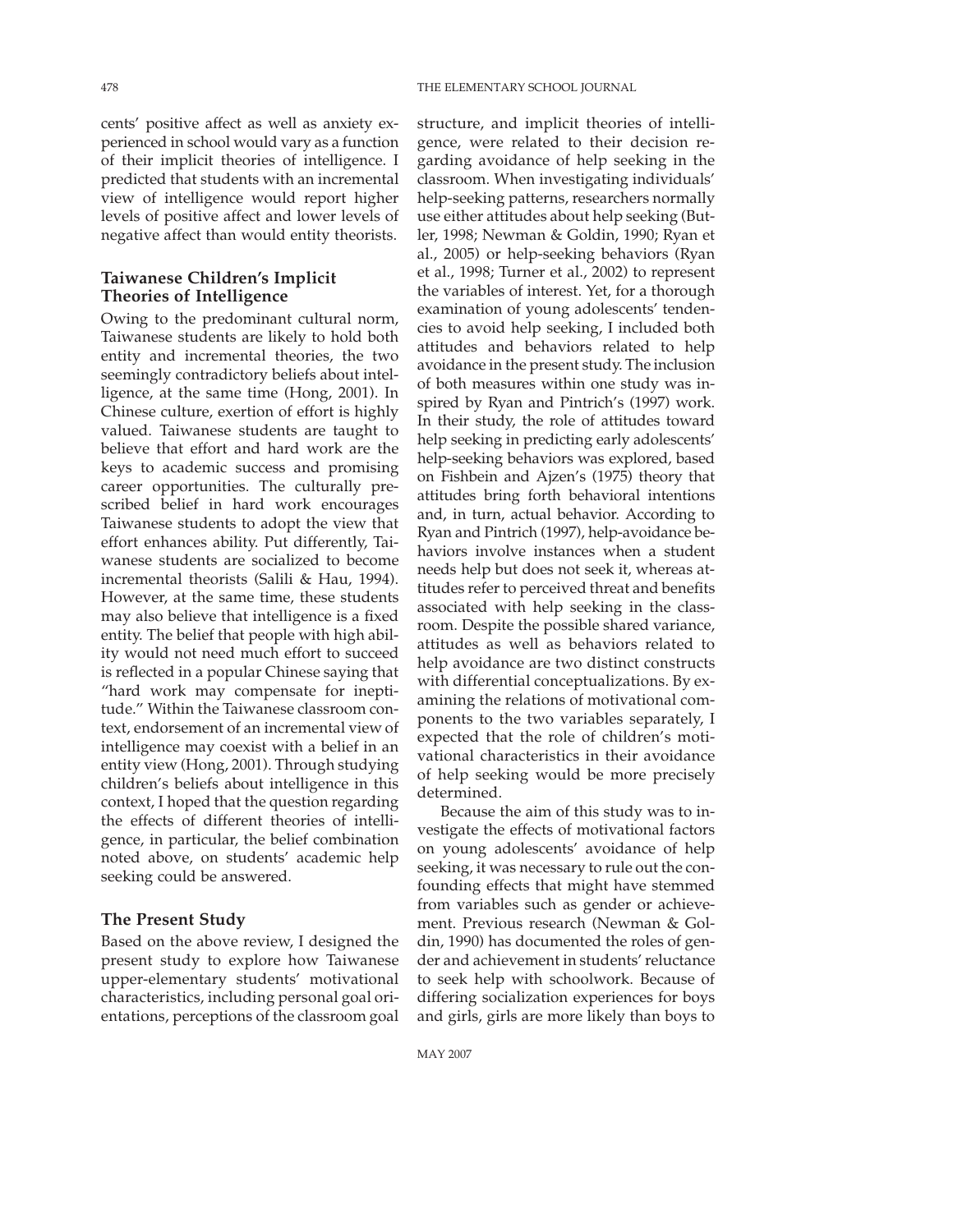cents' positive affect as well as anxiety experienced in school would vary as a function of their implicit theories of intelligence. I predicted that students with an incremental view of intelligence would report higher levels of positive affect and lower levels of negative affect than would entity theorists.

### Taiwanese Children's Implicit Theories of Intelligence

Owing to the predominant cultural norm, Taiwanese students are likely to hold both entity and incremental theories, the two seemingly contradictory beliefs about intelligence, at the same time (Hong, 2001). In Chinese culture, exertion of effort is highly valued. Taiwanese students are taught to believe that effort and hard work are the keys to academic success and promising career opportunities. The culturally prescribed belief in hard work encourages Taiwanese students to adopt the view that effort enhances ability. Put differently, Taiwanese students are socialized to become incremental theorists (Salili & Hau, 1994). However, at the same time, these students may also believe that intelligence is a fixed entity. The belief that people with high ability would not need much effort to succeed is reflected in a popular Chinese saying that "hard work may compensate for ineptitude." Within the Taiwanese classroom context, endorsement of an incremental view of intelligence may coexist with a belief in an entity view (Hong, 2001). Through studying children's beliefs about intelligence in this context, I hoped that the question regarding the effects of different theories of intelligence, in particular, the belief combination noted above, on students' academic help seeking could be answered.

### The Present Study

Based on the above review, I designed the present study to explore how Taiwanese upper-elementary students' motivational characteristics, including personal goal orientations, perceptions of the classroom goal structure, and implicit theories of intelligence, were related to their decision regarding avoidance of help seeking in the classroom. When investigating individuals' help-seeking patterns, researchers normally use either attitudes about help seeking (Butler, 1998; Newman & Goldin, 1990; Ryan et al., 2005) or help-seeking behaviors (Ryan et al., 1998; Turner et al., 2002) to represent the variables of interest. Yet, for a thorough examination of young adolescents' tendencies to avoid help seeking, I included both attitudes and behaviors related to help avoidance in the present study. The inclusion of both measures within one study was inspired by Ryan and Pintrich's (1997) work. In their study, the role of attitudes toward help seeking in predicting early adolescents' help-seeking behaviors was explored, based on Fishbein and Ajzen's (1975) theory that attitudes bring forth behavioral intentions and, in turn, actual behavior. According to Ryan and Pintrich (1997), help-avoidance behaviors involve instances when a student needs help but does not seek it, whereas attitudes refer to perceived threat and benefits associated with help seeking in the classroom. Despite the possible shared variance, attitudes as well as behaviors related to help avoidance are two distinct constructs with differential conceptualizations. By examining the relations of motivational components to the two variables separately, I expected that the role of children's motivational characteristics in their avoidance of help seeking would be more precisely determined.

Because the aim of this study was to investigate the effects of motivational factors on young adolescents' avoidance of help seeking, it was necessary to rule out the confounding effects that might have stemmed from variables such as gender or achievement. Previous research (Newman & Goldin, 1990) has documented the roles of gender and achievement in students' reluctance to seek help with schoolwork. Because of differing socialization experiences for boys and girls, girls are more likely than boys to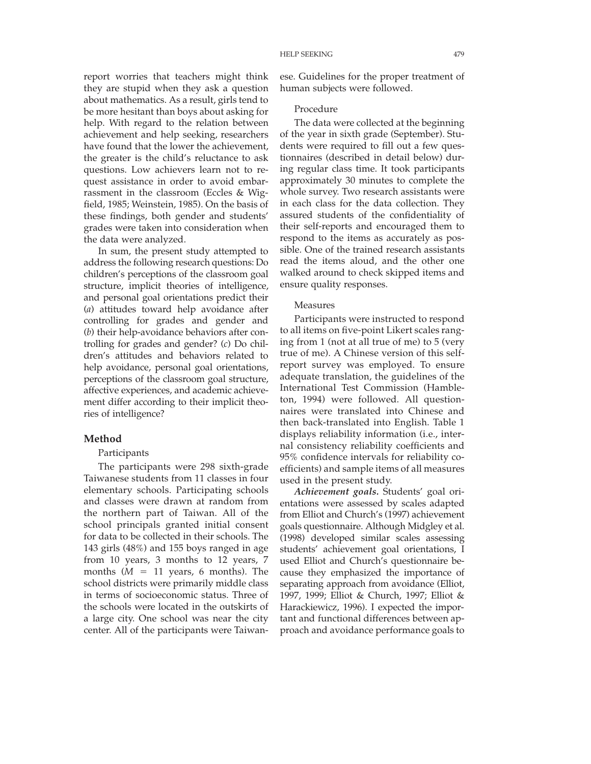report worries that teachers might think they are stupid when they ask a question about mathematics. As a result, girls tend to be more hesitant than boys about asking for help. With regard to the relation between achievement and help seeking, researchers have found that the lower the achievement, the greater is the child's reluctance to ask questions. Low achievers learn not to request assistance in order to avoid embarrassment in the classroom (Eccles & Wigfield, 1985; Weinstein, 1985). On the basis of these findings, both gender and students' grades were taken into consideration when the data were analyzed.

In sum, the present study attempted to address the following research questions: Do children's perceptions of the classroom goal structure, implicit theories of intelligence, and personal goal orientations predict their (*a*) attitudes toward help avoidance after controlling for grades and gender and (*b*) their help-avoidance behaviors after controlling for grades and gender? (*c*) Do children's attitudes and behaviors related to help avoidance, personal goal orientations, perceptions of the classroom goal structure, affective experiences, and academic achievement differ according to their implicit theories of intelligence?

## Method

### Participants

The participants were 298 sixth-grade Taiwanese students from 11 classes in four elementary schools. Participating schools and classes were drawn at random from the northern part of Taiwan. All of the school principals granted initial consent for data to be collected in their schools. The 143 girls (48%) and 155 boys ranged in age from 10 years, 3 months to 12 years, 7 months ($M$ = 11 years, 6 months). The school districts were primarily middle class in terms of socioeconomic status. Three of the schools were located in the outskirts of a large city. One school was near the city center. All of the participants were Taiwanese. Guidelines for the proper treatment of human subjects were followed.

### Procedure

The data were collected at the beginning of the year in sixth grade (September). Students were required to fill out a few questionnaires (described in detail below) during regular class time. It took participants approximately 30 minutes to complete the whole survey. Two research assistants were in each class for the data collection. They assured students of the confidentiality of their self-reports and encouraged them to respond to the items as accurately as possible. One of the trained research assistants read the items aloud, and the other one walked around to check skipped items and ensure quality responses.

### Measures

Participants were instructed to respond to all items on five-point Likert scales ranging from 1 (not at all true of me) to 5 (very true of me). A Chinese version of this self-report survey was employed. To ensure adequate translation, the guidelines of the International Test Commission (Hambleton, 1994) were followed. All questionnaires were translated into Chinese and then back-translated into English. Table 1 displays reliability information (i.e., internal consistency reliability coefficients and 95% confidence intervals for reliability coefficients) and sample items of all measures used in the present study.

***Achievement goals.*** Students' goal orientations were assessed by scales adapted from Elliot and Church's (1997) achievement goals questionnaire. Although Midgley et al. (1998) developed similar scales assessing students' achievement goal orientations, I used Elliot and Church's questionnaire because they emphasized the importance of separating approach from avoidance (Elliot, 1997, 1999; Elliot & Church, 1997; Elliot & Harackiewicz, 1996). I expected the important and functional differences between approach and avoidance performance goals to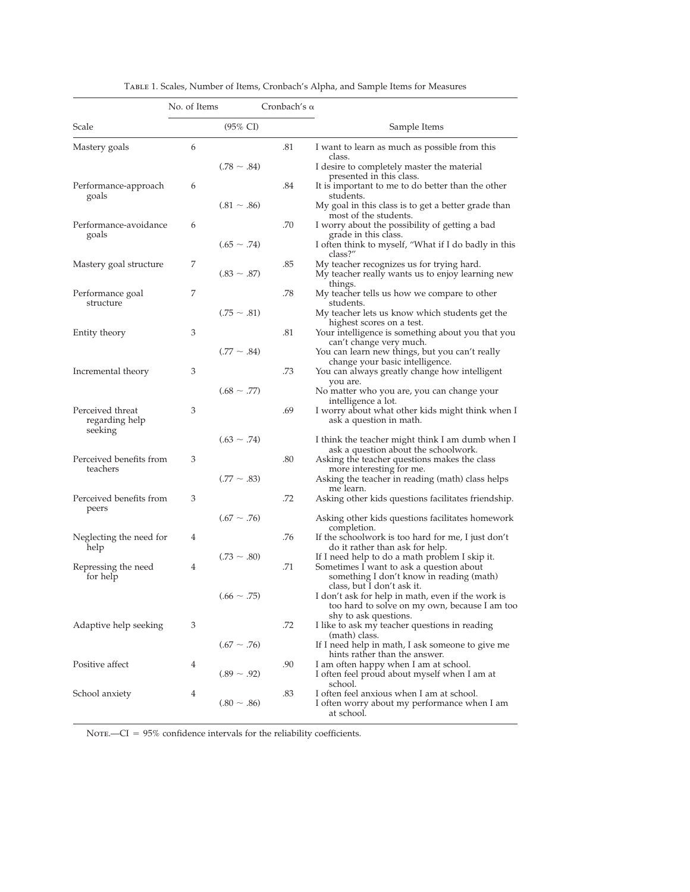Table 1. Scales, Number of Items, Cronbach's Alpha, and Sample Items for Measures

| Scale | No. of Items | Cronbach's α (95% CI) | Sample Items |
|---|---|---|---|
| Mastery goals | 6 | .81 (.78 ~ .84) | I want to learn as much as possible from this class. I desire to completely master the material presented in this class. |
| Performance-approach goals | 6 | .84 (.81 ~ .86) | It is important to me to do better than the other students. My goal in this class is to get a better grade than most of the students. |
| Performance-avoidance goals | 6 | .70 (.65 ~ .74) | I worry about the possibility of getting a bad grade in this class. I often think to myself, "What if I do badly in this class?" |
| Mastery goal structure | 7 | .85 (.83 ~ .87) | My teacher recognizes us for trying hard. My teacher really wants us to enjoy learning new things. |
| Performance goal structure | 7 | .78 (.75 ~ .81) | My teacher tells us how we compare to other students. My teacher lets us know which students get the highest scores on a test. |
| Entity theory | 3 | .81 (.77 ~ .84) | Your intelligence is something about you that you can't change very much. You can learn new things, but you can't really change your basic intelligence. |
| Incremental theory | 3 | .73 (.68 ~ .77) | You can always greatly change how intelligent you are. No matter who you are, you can change your intelligence a lot. |
| Perceived threat regarding help seeking | 3 | .69 (.63 ~ .74) | I worry about what other kids might think when I ask a question in math. I think the teacher might think I am dumb when I ask a question about the schoolwork. |
| Perceived benefits from teachers | 3 | .80 (.77 ~ .83) | Asking the teacher questions makes the class more interesting for me. Asking the teacher in reading (math) class helps me learn. |
| Perceived benefits from peers | 3 | .72 (.67 ~ .76) | Asking other kids questions facilitates friendship. Asking other kids questions facilitates homework completion. |
| Neglecting the need for help | 4 | .76 (.73 ~ .80) | If the schoolwork is too hard for me, I just don't do it rather than ask for help. If I need help to do a math problem I skip it. |
| Repressing the need for help | 4 | .71 (.66 ~ .75) | Sometimes I want to ask a question about something I don't know in reading (math) class, but I don't ask it. I don't ask for help in math, even if the work is too hard to solve on my own, because I am too shy to ask questions. |
| Adaptive help seeking | 3 | .72 (.67 ~ .76) | I like to ask my teacher questions in reading (math) class. If I need help in math, I ask someone to give me hints rather than the answer. |
| Positive affect | 4 | .90 (.89 ~ .92) | I am often happy when I am at school. I often feel proud about myself when I am at school. |
| School anxiety | 4 | .83 (.80 ~ .86) | I often feel anxious when I am at school. I often worry about my performance when I am at school. |

Note.—CI = 95% confidence intervals for the reliability coefficients.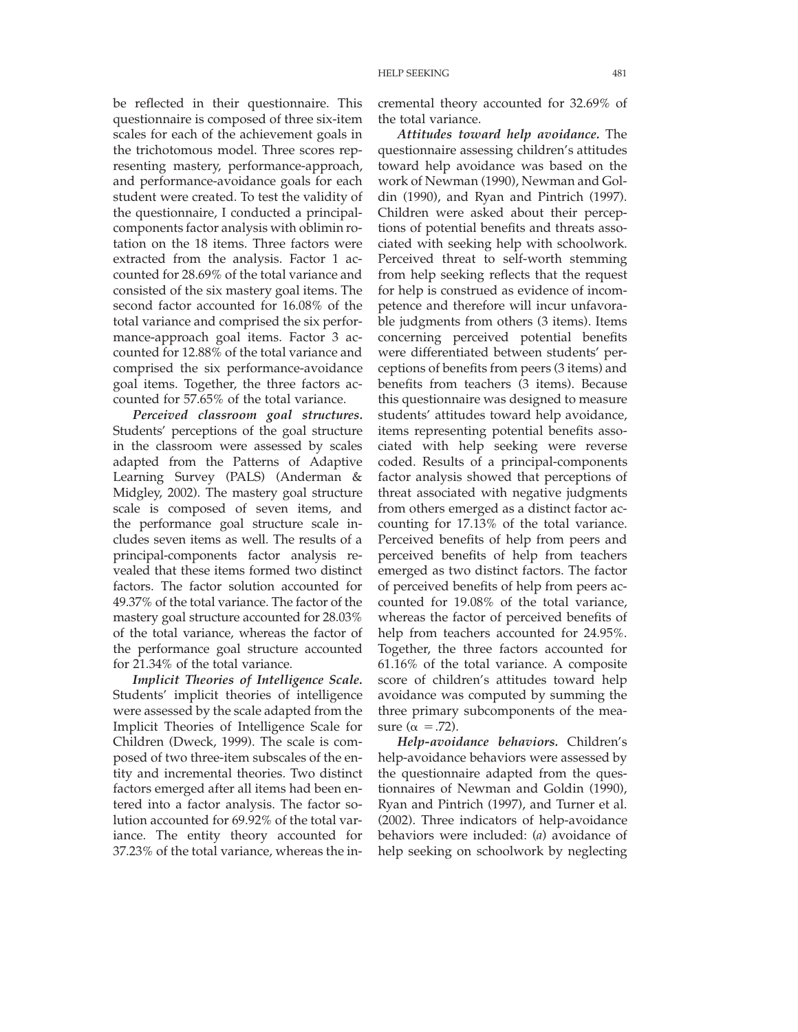be reflected in their questionnaire. This questionnaire is composed of three six-item scales for each of the achievement goals in the trichotomous model. Three scores representing mastery, performance-approach, and performance-avoidance goals for each student were created. To test the validity of the questionnaire, I conducted a principal-components factor analysis with oblimin rotation on the 18 items. Three factors were extracted from the analysis. Factor 1 accounted for 28.69% of the total variance and consisted of the six mastery goal items. The second factor accounted for 16.08% of the total variance and comprised the six performance-approach goal items. Factor 3 accounted for 12.88% of the total variance and comprised the six performance-avoidance goal items. Together, the three factors accounted for 57.65% of the total variance.

***Perceived classroom goal structures.*** Students' perceptions of the goal structure in the classroom were assessed by scales adapted from the Patterns of Adaptive Learning Survey (PALS) (Anderman & Midgley, 2002). The mastery goal structure scale is composed of seven items, and the performance goal structure scale includes seven items as well. The results of a principal-components factor analysis revealed that these items formed two distinct factors. The factor solution accounted for 49.37% of the total variance. The factor of the mastery goal structure accounted for 28.03% of the total variance, whereas the factor of the performance goal structure accounted for 21.34% of the total variance.

***Implicit Theories of Intelligence Scale.*** Students' implicit theories of intelligence were assessed by the scale adapted from the Implicit Theories of Intelligence Scale for Children (Dweck, 1999). The scale is composed of two three-item subscales of the entity and incremental theories. Two distinct factors emerged after all items had been entered into a factor analysis. The factor solution accounted for 69.92% of the total variance. The entity theory accounted for 37.23% of the total variance, whereas the incremental theory accounted for 32.69% of the total variance.

***Attitudes toward help avoidance.*** The questionnaire assessing children's attitudes toward help avoidance was based on the work of Newman (1990), Newman and Goldin (1990), and Ryan and Pintrich (1997). Children were asked about their perceptions of potential benefits and threats associated with seeking help with schoolwork. Perceived threat to self-worth stemming from help seeking reflects that the request for help is construed as evidence of incompetence and therefore will incur unfavorable judgments from others (3 items). Items concerning perceived potential benefits were differentiated between students' perceptions of benefits from peers (3 items) and benefits from teachers (3 items). Because this questionnaire was designed to measure students' attitudes toward help avoidance, items representing potential benefits associated with help seeking were reverse coded. Results of a principal-components factor analysis showed that perceptions of threat associated with negative judgments from others emerged as a distinct factor accounting for 17.13% of the total variance. Perceived benefits of help from peers and perceived benefits of help from teachers emerged as two distinct factors. The factor of perceived benefits of help from peers accounted for 19.08% of the total variance, whereas the factor of perceived benefits of help from teachers accounted for 24.95%. Together, the three factors accounted for 61.16% of the total variance. A composite score of children's attitudes toward help avoidance was computed by summing the three primary subcomponents of the measure ($\alpha = .72$).

***Help-avoidance behaviors.*** Children's help-avoidance behaviors were assessed by the questionnaire adapted from the questionnaires of Newman and Goldin (1990), Ryan and Pintrich (1997), and Turner et al. (2002). Three indicators of help-avoidance behaviors were included: (*a*) avoidance of help seeking on schoolwork by neglecting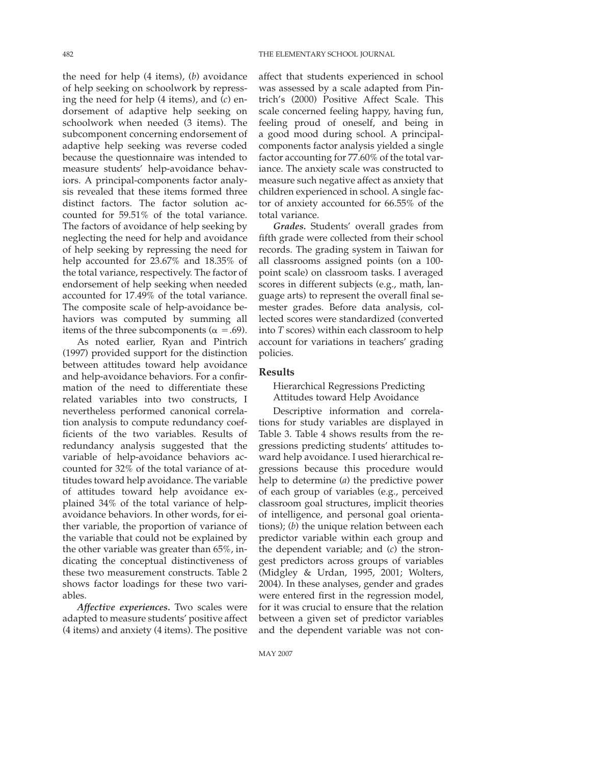the need for help (4 items), (*b*) avoidance of help seeking on schoolwork by repressing the need for help (4 items), and (*c*) endorsement of adaptive help seeking on schoolwork when needed (3 items). The subcomponent concerning endorsement of adaptive help seeking was reverse coded because the questionnaire was intended to measure students' help-avoidance behaviors. A principal-components factor analysis revealed that these items formed three distinct factors. The factor solution accounted for 59.51% of the total variance. The factors of avoidance of help seeking by neglecting the need for help and avoidance of help seeking by repressing the need for help accounted for 23.67% and 18.35% of the total variance, respectively. The factor of endorsement of help seeking when needed accounted for 17.49% of the total variance. The composite scale of help-avoidance behaviors was computed by summing all items of the three subcomponents ($\alpha = .69$).

As noted earlier, Ryan and Pintrich (1997) provided support for the distinction between attitudes toward help avoidance and help-avoidance behaviors. For a confirmation of the need to differentiate these related variables into two constructs, I nevertheless performed canonical correlation analysis to compute redundancy coefficients of the two variables. Results of redundancy analysis suggested that the variable of help-avoidance behaviors accounted for 32% of the total variance of attitudes toward help avoidance. The variable of attitudes toward help avoidance explained 34% of the total variance of help-avoidance behaviors. In other words, for either variable, the proportion of variance of the variable that could not be explained by the other variable was greater than 65%, indicating the conceptual distinctiveness of these two measurement constructs. Table 2 shows factor loadings for these two variables.

***Affective experiences.*** Two scales were adapted to measure students' positive affect (4 items) and anxiety (4 items). The positive affect that students experienced in school was assessed by a scale adapted from Pintrich's (2000) Positive Affect Scale. This scale concerned feeling happy, having fun, feeling proud of oneself, and being in a good mood during school. A principal-components factor analysis yielded a single factor accounting for 77.60% of the total variance. The anxiety scale was constructed to measure such negative affect as anxiety that children experienced in school. A single factor of anxiety accounted for 66.55% of the total variance.

***Grades.*** Students' overall grades from fifth grade were collected from their school records. The grading system in Taiwan for all classrooms assigned points (on a 100-point scale) on classroom tasks. I averaged scores in different subjects (e.g., math, language arts) to represent the overall final semester grades. Before data analysis, collected scores were standardized (converted into *T* scores) within each classroom to help account for variations in teachers' grading policies.

## Results

### Hierarchical Regressions Predicting Attitudes toward Help Avoidance

Descriptive information and correlations for study variables are displayed in Table 3. Table 4 shows results from the regressions predicting students' attitudes toward help avoidance. I used hierarchical regressions because this procedure would help to determine (*a*) the predictive power of each group of variables (e.g., perceived classroom goal structures, implicit theories of intelligence, and personal goal orientations); (*b*) the unique relation between each predictor variable within each group and the dependent variable; and (*c*) the strongest predictors across groups of variables (Midgley & Urdan, 1995, 2001; Wolters, 2004). In these analyses, gender and grades were entered first in the regression model, for it was crucial to ensure that the relation between a given set of predictor variables and the dependent variable was not con-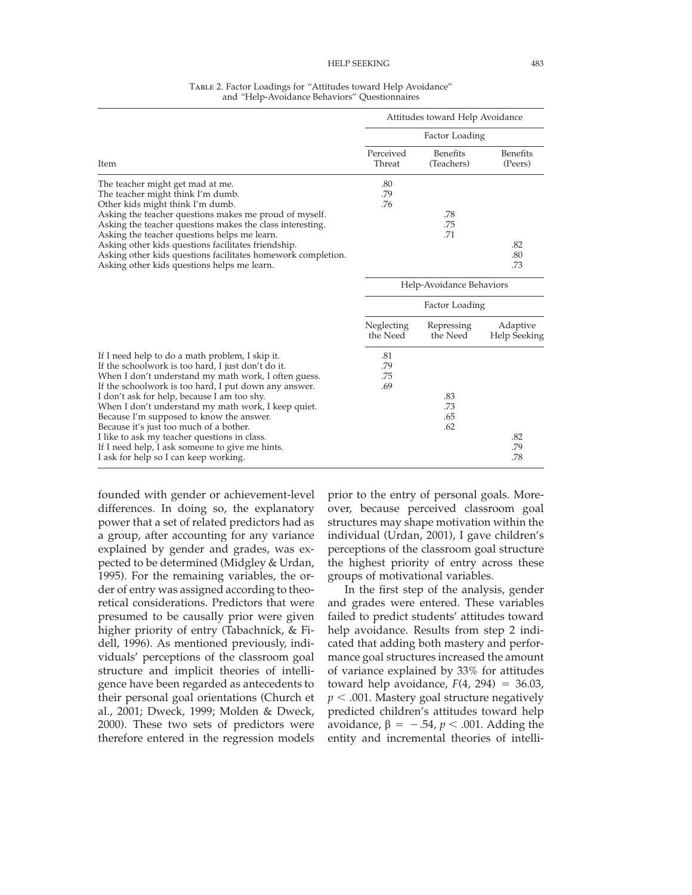Table 2. Factor Loadings for "Attitudes toward Help Avoidance" and "Help-Avoidance Behaviors" Questionnaires

| Item | Attitudes toward Help Avoidance | | |
|---|---|---|---|
| | Factor Loading | | |
| | Perceived Threat | Benefits (Teachers) | Benefits (Peers) |
| The teacher might get mad at me. | .80 | | |
| The teacher might think I'm dumb. | .79 | | |
| Other kids might think I'm dumb. | .76 | | |
| Asking the teacher questions makes me proud of myself. | | .78 | |
| Asking the teacher questions makes the class interesting. | | .75 | |
| Asking the teacher questions helps me learn. | | .71 | |
| Asking other kids questions facilitates friendship. | | | .82 |
| Asking other kids questions facilitates homework completion. | | | .80 |
| Asking other kids questions helps me learn. | | | .73 |
| | Help-Avoidance Behaviors | | |
| | Factor Loading | | |
| | Neglecting the Need | Repressing the Need | Adaptive Help Seeking |
| If I need help to do a math problem, I skip it. | .81 | | |
| If the schoolwork is too hard, I just don't do it. | .79 | | |
| When I don't understand my math work, I often guess. | .75 | | |
| If the schoolwork is too hard, I put down any answer. | .69 | | |
| I don't ask for help, because I am too shy. | | .83 | |
| When I don't understand my math work, I keep quiet. | | .73 | |
| Because I'm supposed to know the answer. | | .65 | |
| Because it's just too much of a bother. | | .62 | |
| I like to ask my teacher questions in class. | | | .82 |
| If I need help, I ask someone to give me hints. | | | .79 |
| I ask for help so I can keep working. | | | .78 |

founded with gender or achievement-level differences. In doing so, the explanatory power that a set of related predictors had as a group, after accounting for any variance explained by gender and grades, was expected to be determined (Midgley & Urdan, 1995). For the remaining variables, the order of entry was assigned according to theoretical considerations. Predictors that were presumed to be causally prior were given higher priority of entry (Tabachnick, & Fidell, 1996). As mentioned previously, individuals' perceptions of the classroom goal structure and implicit theories of intelligence have been regarded as antecedents to their personal goal orientations (Church et al., 2001; Dweck, 1999; Molden & Dweck, 2000). These two sets of predictors were therefore entered in the regression models prior to the entry of personal goals. Moreover, because perceived classroom goal structures may shape motivation within the individual (Urdan, 2001), I gave children's perceptions of the classroom goal structure the highest priority of entry across these groups of motivational variables.

In the first step of the analysis, gender and grades were entered. These variables failed to predict students' attitudes toward help avoidance. Results from step 2 indicated that adding both mastery and performance goal structures increased the amount of variance explained by 33% for attitudes toward help avoidance, $F(4, 294) = 36.03$, $p < .001$. Mastery goal structure negatively predicted children's attitudes toward help avoidance, $\beta = -.54$, $p < .001$. Adding the entity and incremental theories of intelli-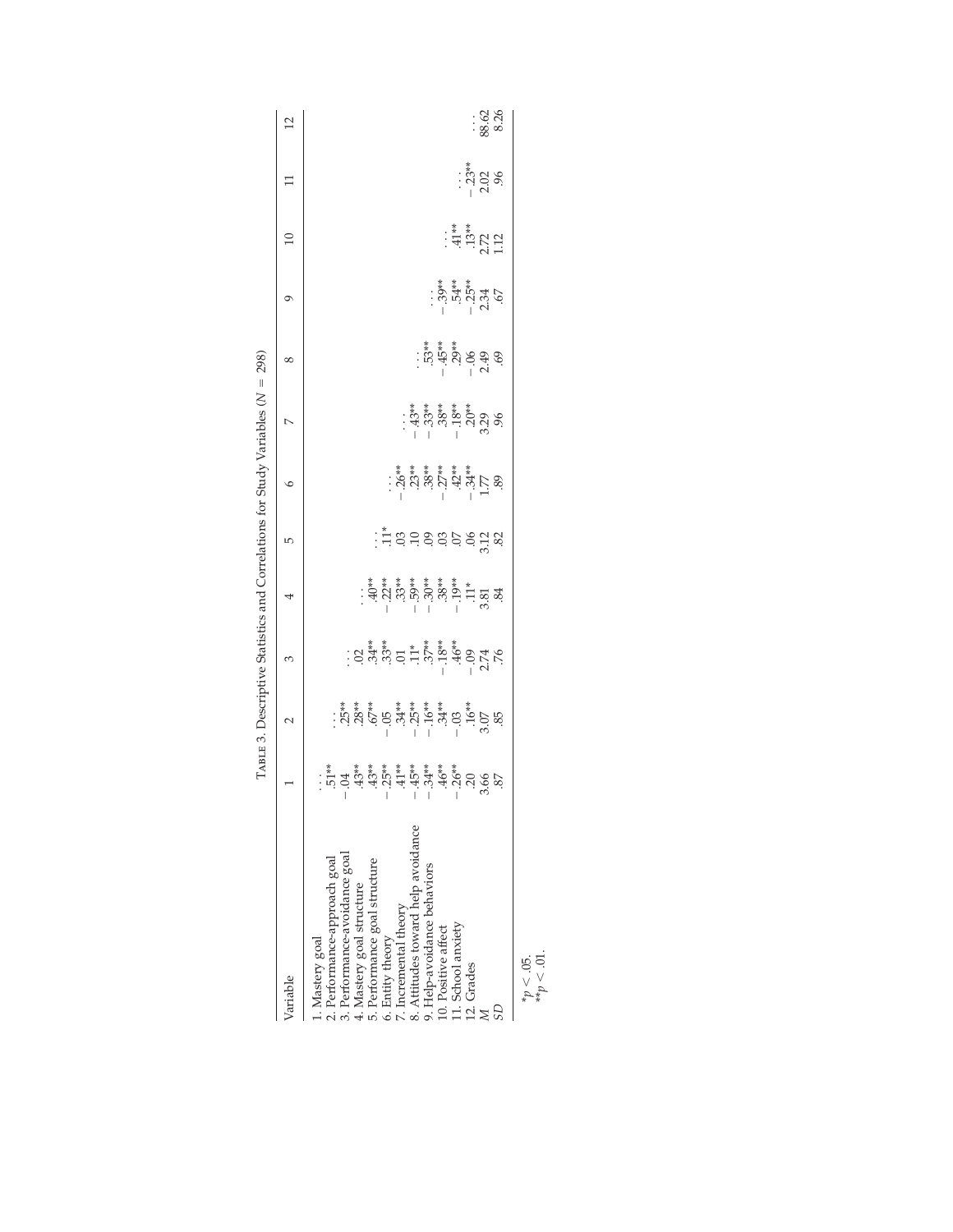TABLE 3. Descriptive Statistics and Correlations for Study Variables ($N$ = 298)

| Variable | 1 | 2 | 3 | 4 | 5 | 6 | 7 | 8 | 9 | 10 | 11 | 12 |
|---|---|---|---|---|---|---|---|---|---|---|---|---|
| 1. Mastery goal | . . . | | | | | | | | | | | |
| 2. Performance-approach goal | .51** | . . . | | | | | | | | | | |
| 3. Performance-avoidance goal | −.04 | .25** | . . . | | | | | | | | | |
| 4. Mastery goal structure | .43** | .28** | .02 | . . . | | | | | | | | |
| 5. Performance goal structure | .43** | .67** | .34** | .40** | . . . | | | | | | | |
| 6. Entity theory | −.25** | −.05 | .33** | −.22** | .11* | . . . | | | | | | |
| 7. Incremental theory | .41** | .34** | .01 | .33** | .03 | −.26** | . . . | | | | | |
| 8. Attitudes toward help avoidance | −.45** | −.25** | .11* | −.59** | .10 | .23** | −.43** | . . . | | | | |
| 9. Help-avoidance behaviors | −.34** | −.16** | .37** | −.30** | .09 | .38** | −.33** | .53** | . . . | | | |
| 10. Positive affect | .46** | .34** | −.18** | .38** | .03 | −.27** | .38** | −.45** | −.39** | . . . | | |
| 11. School anxiety | −.26** | −.03 | .46** | −.19** | .07 | .42** | −.18** | .29** | .54** | .41** | . . . | |
| 12. Grades | .20 | .16** | −.09 | .11* | .06 | −.34** | .20** | −.06 | −.25** | .13** | −.23** | . . . |
| $M$ | 3.66 | 3.07 | 2.74 | 3.81 | 3.12 | 1.77 | 3.29 | 2.49 | 2.34 | 2.72 | 2.02 | 88.62 |
| $SD$ | .87 | .85 | .76 | .84 | .82 | .89 | .96 | .69 | .67 | 1.12 | .96 | 8.26 |

*$p < .05$.
**$p < .01$.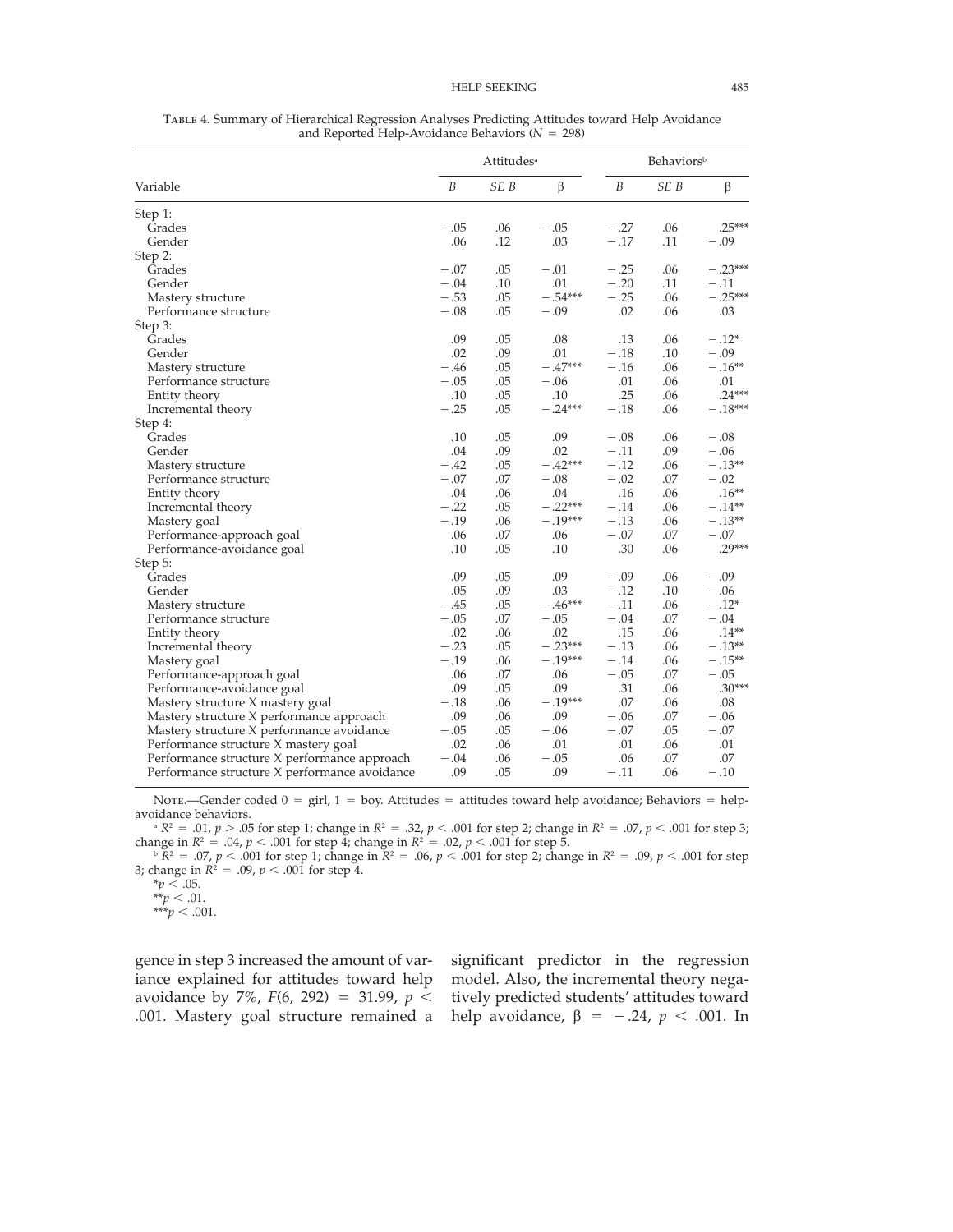Table 4. Summary of Hierarchical Regression Analyses Predicting Attitudes toward Help Avoidance and Reported Help-Avoidance Behaviors ($N = 298$)

| Variable | Attitudes[a] | | | Behaviors[b] | | |
|---|---|---|---|---|---|---|
| | *B* | *SE B* | β | *B* | *SE B* | β |
| Step 1: | | | | | | |
| Grades | −.05 | .06 | −.05 | −.27 | .06 | .25*** |
| Gender | .06 | .12 | .03 | −.17 | .11 | −.09 |
| Step 2: | | | | | | |
| Grades | −.07 | .05 | −.01 | −.25 | .06 | −.23*** |
| Gender | −.04 | .10 | .01 | −.20 | .11 | −.11 |
| Mastery structure | −.53 | .05 | −.54*** | −.25 | .06 | −.25*** |
| Performance structure | −.08 | .05 | −.09 | .02 | .06 | .03 |
| Step 3: | | | | | | |
| Grades | .09 | .05 | .08 | .13 | .06 | −.12* |
| Gender | .02 | .09 | .01 | −.18 | .10 | −.09 |
| Mastery structure | −.46 | .05 | −.47*** | −.16 | .06 | −.16** |
| Performance structure | −.05 | .05 | −.06 | .01 | .06 | .01 |
| Entity theory | .10 | .05 | .10 | .25 | .06 | .24*** |
| Incremental theory | −.25 | .05 | −.24*** | −.18 | .06 | −.18*** |
| Step 4: | | | | | | |
| Grades | .10 | .05 | .09 | −.08 | .06 | −.08 |
| Gender | .04 | .09 | .02 | −.11 | .09 | −.06 |
| Mastery structure | −.42 | .05 | −.42*** | −.12 | .06 | −.13** |
| Performance structure | −.07 | .07 | −.08 | −.02 | .07 | −.02 |
| Entity theory | .04 | .06 | .04 | .16 | .06 | .16** |
| Incremental theory | −.22 | .05 | −.22*** | −.14 | .06 | −.14** |
| Mastery goal | −.19 | .06 | −.19*** | −.13 | .06 | −.13** |
| Performance-approach goal | .06 | .07 | .06 | −.07 | .07 | −.07 |
| Performance-avoidance goal | .10 | .05 | .10 | .30 | .06 | .29*** |
| Step 5: | | | | | | |
| Grades | .09 | .05 | .09 | −.09 | .06 | −.09 |
| Gender | .05 | .09 | .03 | −.12 | .10 | −.06 |
| Mastery structure | −.45 | .05 | −.46*** | −.11 | .06 | −.12* |
| Performance structure | −.05 | .07 | −.05 | −.04 | .07 | −.04 |
| Entity theory | .02 | .06 | .02 | .15 | .06 | .14** |
| Incremental theory | −.23 | .05 | −.23*** | −.13 | .06 | −.13** |
| Mastery goal | −.19 | .06 | −.19*** | −.14 | .06 | −.15** |
| Performance-approach goal | .06 | .07 | .06 | −.05 | .07 | −.05 |
| Performance-avoidance goal | .09 | .05 | .09 | .31 | .06 | .30*** |
| Mastery structure X mastery goal | −.18 | .06 | −.19*** | .07 | .06 | .08 |
| Mastery structure X performance approach | .09 | .06 | .09 | −.06 | .07 | −.06 |
| Mastery structure X performance avoidance | −.05 | .05 | −.06 | −.07 | .05 | −.07 |
| Performance structure X mastery goal | .02 | .06 | .01 | .01 | .06 | .01 |
| Performance structure X performance approach | −.04 | .06 | −.05 | .06 | .07 | .07 |
| Performance structure X performance avoidance | .09 | .05 | .09 | −.11 | .06 | −.10 |

Note.—Gender coded 0 = girl, 1 = boy. Attitudes = attitudes toward help avoidance; Behaviors = help-avoidance behaviors.

[a] $R^2 = .01$, $p > .05$ for step 1; change in $R^2 = .32$, $p < .001$ for step 2; change in $R^2 = .07$, $p < .001$ for step 3; change in $R^2 = .04$, $p < .001$ for step 4; change in $R^2 = .02$, $p < .001$ for step 5.

[b] $R^2 = .07$, $p < .001$ for step 1; change in $R^2 = .06$, $p < .001$ for step 2; change in $R^2 = .09$, $p < .001$ for step 3; change in $R^2 = .09$, $p < .001$ for step 4.

*$p < .05$.

**$p < .01$.

***$p < .001$.

gence in step 3 increased the amount of variance explained for attitudes toward help avoidance by 7%, $F(6, 292) = 31.99$, $p < .001$. Mastery goal structure remained a significant predictor in the regression model. Also, the incremental theory negatively predicted students' attitudes toward help avoidance, $\beta = -.24$, $p < .001$. In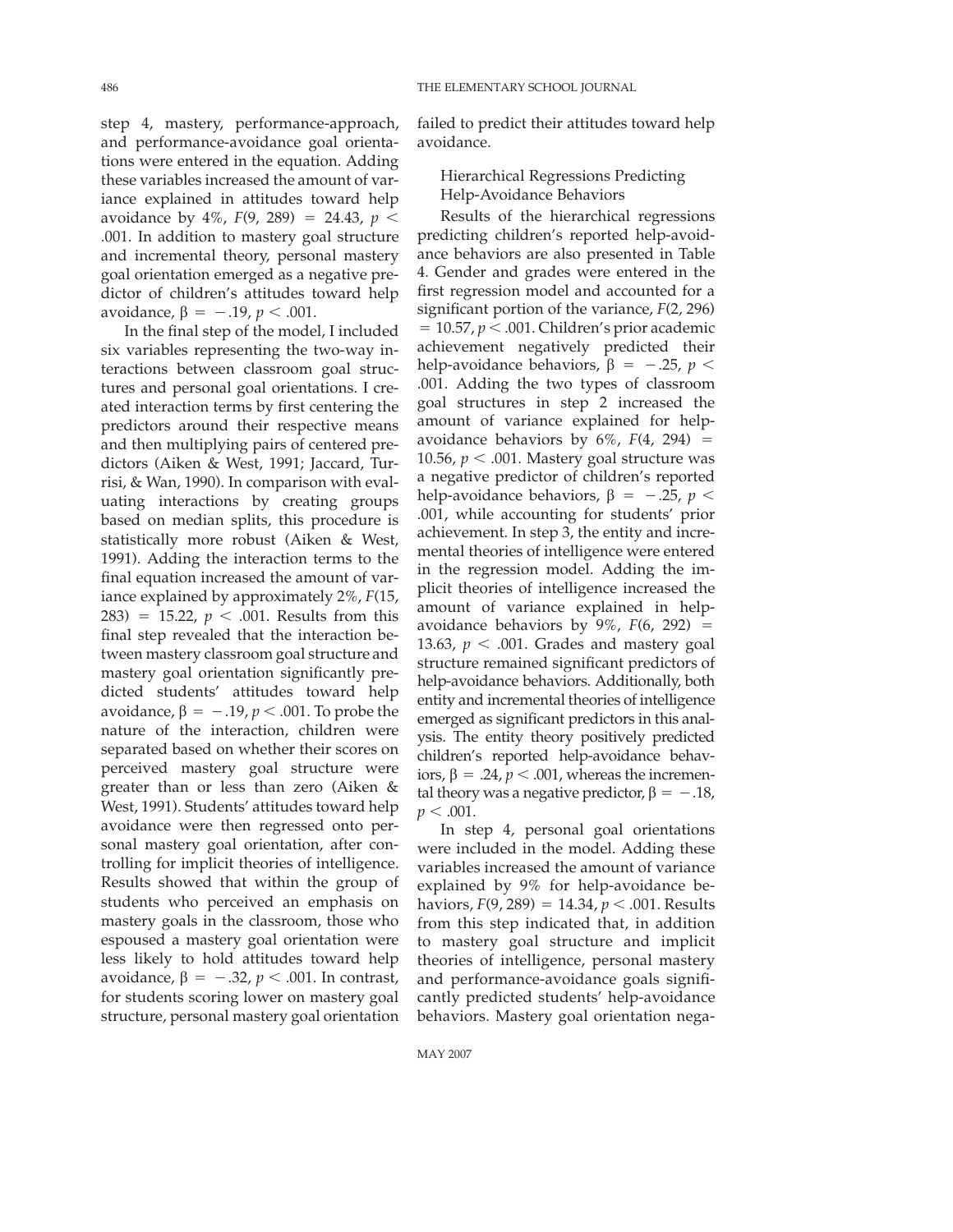step 4, mastery, performance-approach, and performance-avoidance goal orientations were entered in the equation. Adding these variables increased the amount of variance explained in attitudes toward help avoidance by 4%, $F(9, 289) = 24.43$, $p < .001$. In addition to mastery goal structure and incremental theory, personal mastery goal orientation emerged as a negative predictor of children's attitudes toward help avoidance, $\beta = -.19$, $p < .001$.

In the final step of the model, I included six variables representing the two-way interactions between classroom goal structures and personal goal orientations. I created interaction terms by first centering the predictors around their respective means and then multiplying pairs of centered predictors (Aiken & West, 1991; Jaccard, Turrisi, & Wan, 1990). In comparison with evaluating interactions by creating groups based on median splits, this procedure is statistically more robust (Aiken & West, 1991). Adding the interaction terms to the final equation increased the amount of variance explained by approximately 2%, $F(15, 283) = 15.22$, $p < .001$. Results from this final step revealed that the interaction between mastery classroom goal structure and mastery goal orientation significantly predicted students' attitudes toward help avoidance, $\beta = -.19$, $p < .001$. To probe the nature of the interaction, children were separated based on whether their scores on perceived mastery goal structure were greater than or less than zero (Aiken & West, 1991). Students' attitudes toward help avoidance were then regressed onto personal mastery goal orientation, after controlling for implicit theories of intelligence. Results showed that within the group of students who perceived an emphasis on mastery goals in the classroom, those who espoused a mastery goal orientation were less likely to hold attitudes toward help avoidance, $\beta = -.32$, $p < .001$. In contrast, for students scoring lower on mastery goal structure, personal mastery goal orientation failed to predict their attitudes toward help avoidance.

### Hierarchical Regressions Predicting Help-Avoidance Behaviors

Results of the hierarchical regressions predicting children's reported help-avoidance behaviors are also presented in Table 4. Gender and grades were entered in the first regression model and accounted for a significant portion of the variance, $F(2, 296) = 10.57$, $p < .001$. Children's prior academic achievement negatively predicted their help-avoidance behaviors, $\beta = -.25$, $p < .001$. Adding the two types of classroom goal structures in step 2 increased the amount of variance explained for help-avoidance behaviors by 6%, $F(4, 294) = 10.56$, $p < .001$. Mastery goal structure was a negative predictor of children's reported help-avoidance behaviors, $\beta = -.25$, $p < .001$, while accounting for students' prior achievement. In step 3, the entity and incremental theories of intelligence were entered in the regression model. Adding the implicit theories of intelligence increased the amount of variance explained in help-avoidance behaviors by 9%, $F(6, 292) = 13.63$, $p < .001$. Grades and mastery goal structure remained significant predictors of help-avoidance behaviors. Additionally, both entity and incremental theories of intelligence emerged as significant predictors in this analysis. The entity theory positively predicted children's reported help-avoidance behaviors, $\beta = .24$, $p < .001$, whereas the incremental theory was a negative predictor, $\beta = -.18$, $p < .001$.

In step 4, personal goal orientations were included in the model. Adding these variables increased the amount of variance explained by 9% for help-avoidance behaviors, $F(9, 289) = 14.34$, $p < .001$. Results from this step indicated that, in addition to mastery goal structure and implicit theories of intelligence, personal mastery and performance-avoidance goals significantly predicted students' help-avoidance behaviors. Mastery goal orientation nega-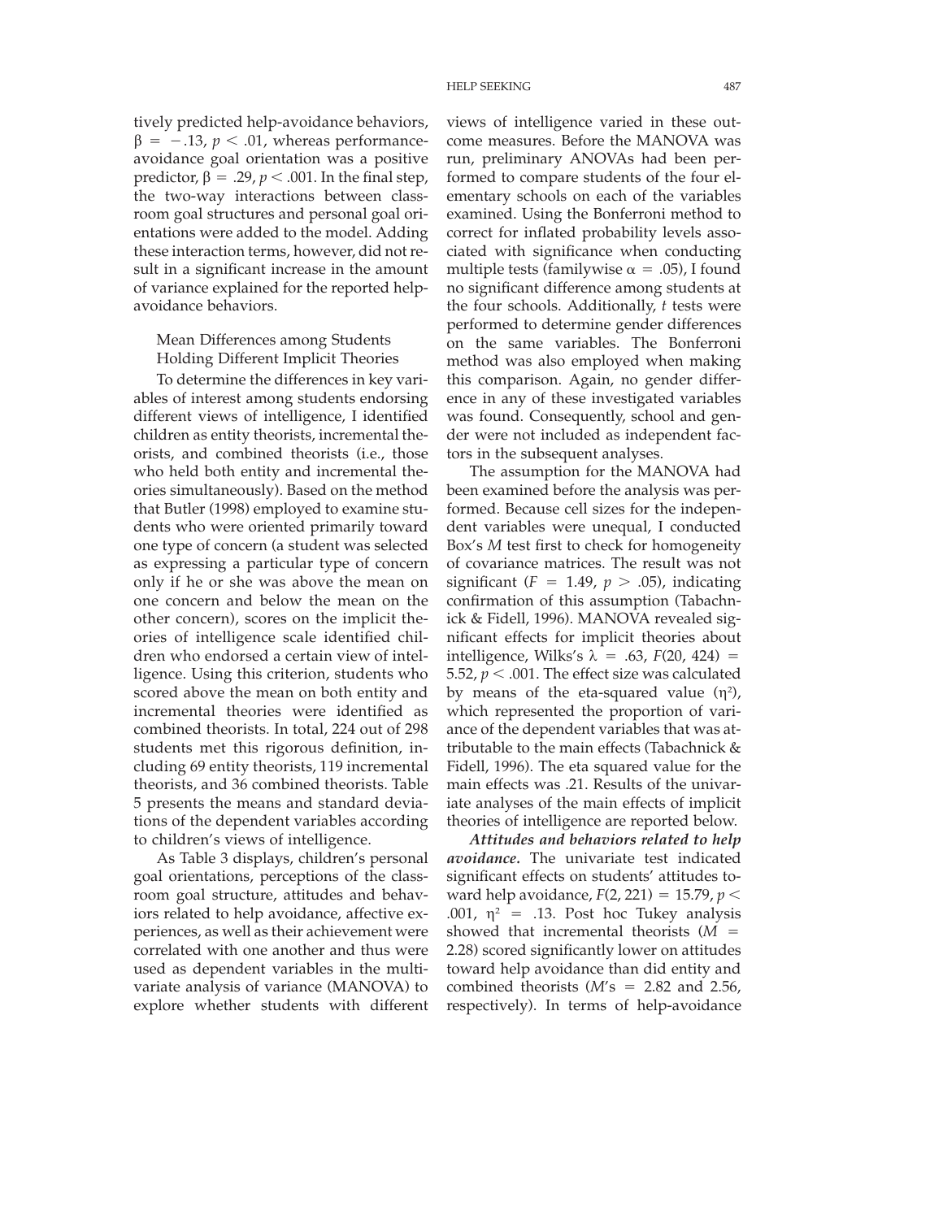tively predicted help-avoidance behaviors, $\beta = -.13$, $p < .01$, whereas performance-avoidance goal orientation was a positive predictor, $\beta = .29$, $p < .001$. In the final step, the two-way interactions between classroom goal structures and personal goal orientations were added to the model. Adding these interaction terms, however, did not result in a significant increase in the amount of variance explained for the reported help-avoidance behaviors.

### Mean Differences among Students Holding Different Implicit Theories

To determine the differences in key variables of interest among students endorsing different views of intelligence, I identified children as entity theorists, incremental theorists, and combined theorists (i.e., those who held both entity and incremental theories simultaneously). Based on the method that Butler (1998) employed to examine students who were oriented primarily toward one type of concern (a student was selected as expressing a particular type of concern only if he or she was above the mean on one concern and below the mean on the other concern), scores on the implicit theories of intelligence scale identified children who endorsed a certain view of intelligence. Using this criterion, students who scored above the mean on both entity and incremental theories were identified as combined theorists. In total, 224 out of 298 students met this rigorous definition, including 69 entity theorists, 119 incremental theorists, and 36 combined theorists. Table 5 presents the means and standard deviations of the dependent variables according to children's views of intelligence.

As Table 3 displays, children's personal goal orientations, perceptions of the classroom goal structure, attitudes and behaviors related to help avoidance, affective experiences, as well as their achievement were correlated with one another and thus were used as dependent variables in the multivariate analysis of variance (MANOVA) to explore whether students with different views of intelligence varied in these outcome measures. Before the MANOVA was run, preliminary ANOVAs had been performed to compare students of the four elementary schools on each of the variables examined. Using the Bonferroni method to correct for inflated probability levels associated with significance when conducting multiple tests (familywise $\alpha = .05$), I found no significant difference among students at the four schools. Additionally, *t* tests were performed to determine gender differences on the same variables. The Bonferroni method was also employed when making this comparison. Again, no gender difference in any of these investigated variables was found. Consequently, school and gender were not included as independent factors in the subsequent analyses.

The assumption for the MANOVA had been examined before the analysis was performed. Because cell sizes for the independent variables were unequal, I conducted Box's *M* test first to check for homogeneity of covariance matrices. The result was not significant ($F = 1.49$, $p > .05$), indicating confirmation of this assumption (Tabachnick & Fidell, 1996). MANOVA revealed significant effects for implicit theories about intelligence, Wilks's $\lambda = .63$, $F(20, 424) = 5.52$, $p < .001$. The effect size was calculated by means of the eta-squared value ($\eta^2$), which represented the proportion of variance of the dependent variables that was attributable to the main effects (Tabachnick & Fidell, 1996). The eta squared value for the main effects was .21. Results of the univariate analyses of the main effects of implicit theories of intelligence are reported below.

***Attitudes and behaviors related to help avoidance.*** The univariate test indicated significant effects on students' attitudes toward help avoidance, $F(2, 221) = 15.79$, $p < .001$, $\eta^2 = .13$. Post hoc Tukey analysis showed that incremental theorists ($M = 2.28$) scored significantly lower on attitudes toward help avoidance than did entity and combined theorists ($M$'s $= 2.82$ and $2.56$, respectively). In terms of help-avoidance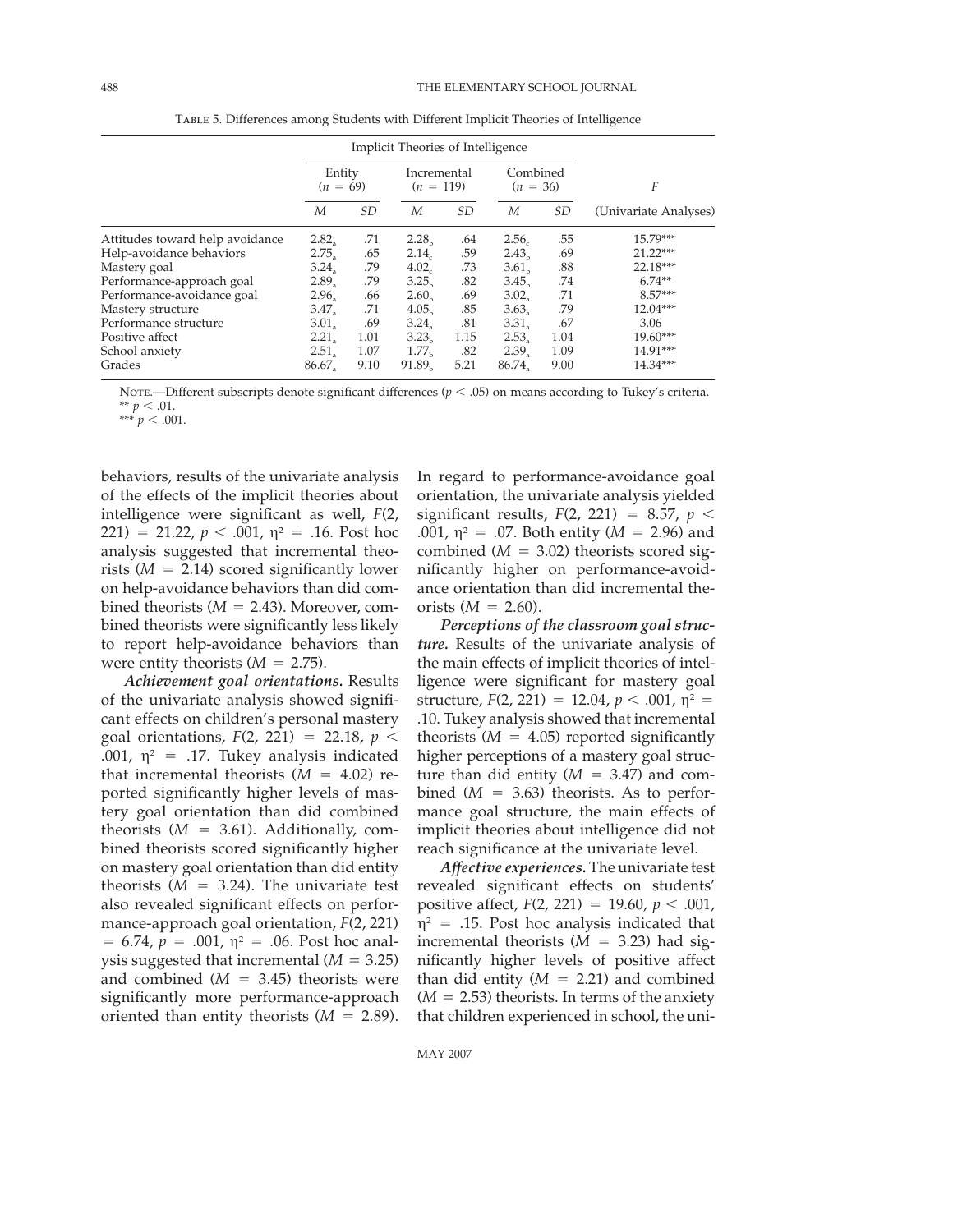Table 5. Differences among Students with Different Implicit Theories of Intelligence

| | Implicit Theories of Intelligence | | | | | | |
|---|---|---|---|---|---|---|---|
| | Entity ($n$ = 69) | | Incremental ($n$ = 119) | | Combined ($n$ = 36) | | $F$ |
| | $M$ | $SD$ | $M$ | $SD$ | $M$ | $SD$ | (Univariate Analyses) |
| Attitudes toward help avoidance | $2.82_a$ | .71 | $2.28_b$ | .64 | $2.56_c$ | .55 | 15.79*** |
| Help-avoidance behaviors | $2.75_a$ | .65 | $2.14_c$ | .59 | $2.43_b$ | .69 | 21.22*** |
| Mastery goal | $3.24_a$ | .79 | $4.02_c$ | .73 | $3.61_b$ | .88 | 22.18*** |
| Performance-approach goal | $2.89_a$ | .79 | $3.25_b$ | .82 | $3.45_b$ | .74 | 6.74** |
| Performance-avoidance goal | $2.96_a$ | .66 | $2.60_b$ | .69 | $3.02_a$ | .71 | 8.57*** |
| Mastery structure | $3.47_a$ | .71 | $4.05_b$ | .85 | $3.63_a$ | .79 | 12.04*** |
| Performance structure | $3.01_a$ | .69 | $3.24_a$ | .81 | $3.31_a$ | .67 | 3.06 |
| Positive affect | $2.21_a$ | 1.01 | $3.23_b$ | 1.15 | $2.53_a$ | 1.04 | 19.60*** |
| School anxiety | $2.51_a$ | 1.07 | $1.77_b$ | .82 | $2.39_a$ | 1.09 | 14.91*** |
| Grades | $86.67_a$ | 9.10 | $91.89_b$ | 5.21 | $86.74_a$ | 9.00 | 14.34*** |

Note.—Different subscripts denote significant differences ($p < .05$) on means according to Tukey's criteria.
** $p < .01$.
*** $p < .001$.

behaviors, results of the univariate analysis of the effects of the implicit theories about intelligence were significant as well, $F(2, 221) = 21.22$, $p < .001$, $\eta^2 = .16$. Post hoc analysis suggested that incremental theorists ($M = 2.14$) scored significantly lower on help-avoidance behaviors than did combined theorists ($M = 2.43$). Moreover, combined theorists were significantly less likely to report help-avoidance behaviors than were entity theorists ($M = 2.75$).

***Achievement goal orientations.*** Results of the univariate analysis showed significant effects on children's personal mastery goal orientations, $F(2, 221) = 22.18$, $p < .001$, $\eta^2 = .17$. Tukey analysis indicated that incremental theorists ($M = 4.02$) reported significantly higher levels of mastery goal orientation than did combined theorists ($M = 3.61$). Additionally, combined theorists scored significantly higher on mastery goal orientation than did entity theorists ($M = 3.24$). The univariate test also revealed significant effects on performance-approach goal orientation, $F(2, 221) = 6.74$, $p = .001$, $\eta^2 = .06$. Post hoc analysis suggested that incremental ($M = 3.25$) and combined ($M = 3.45$) theorists were significantly more performance-approach oriented than entity theorists ($M = 2.89$). In regard to performance-avoidance goal orientation, the univariate analysis yielded significant results, $F(2, 221) = 8.57$, $p < .001$, $\eta^2 = .07$. Both entity ($M = 2.96$) and combined ($M = 3.02$) theorists scored significantly higher on performance-avoidance orientation than did incremental theorists ($M = 2.60$).

***Perceptions of the classroom goal structure.*** Results of the univariate analysis of the main effects of implicit theories of intelligence were significant for mastery goal structure, $F(2, 221) = 12.04$, $p < .001$, $\eta^2 = .10$. Tukey analysis showed that incremental theorists ($M = 4.05$) reported significantly higher perceptions of a mastery goal structure than did entity ($M = 3.47$) and combined ($M = 3.63$) theorists. As to performance goal structure, the main effects of implicit theories about intelligence did not reach significance at the univariate level.

***Affective experiences.*** The univariate test revealed significant effects on students' positive affect, $F(2, 221) = 19.60$, $p < .001$, $\eta^2 = .15$. Post hoc analysis indicated that incremental theorists ($M = 3.23$) had significantly higher levels of positive affect than did entity ($M = 2.21$) and combined ($M = 2.53$) theorists. In terms of the anxiety that children experienced in school, the uni-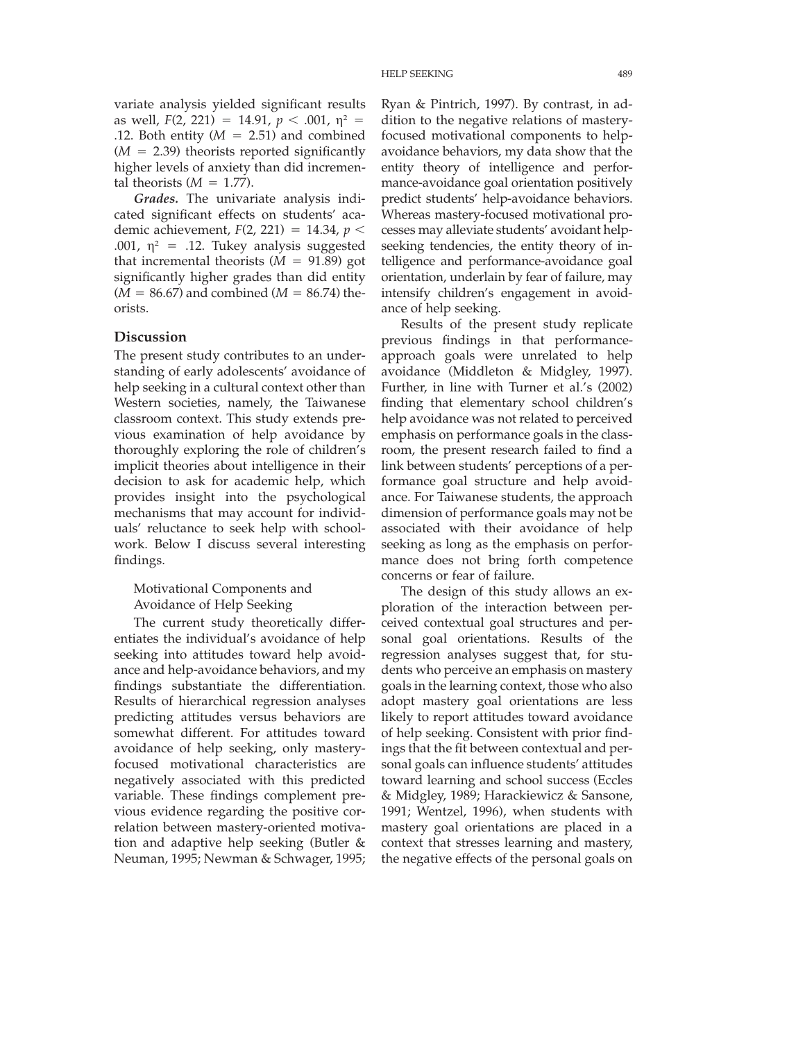variate analysis yielded significant results as well, $F(2, 221) = 14.91$, $p < .001$, $\eta^2 = .12$. Both entity ($M = 2.51$) and combined ($M = 2.39$) theorists reported significantly higher levels of anxiety than did incremental theorists ($M = 1.77$).

***Grades.*** The univariate analysis indicated significant effects on students' academic achievement, $F(2, 221) = 14.34$, $p < .001$, $\eta^2 = .12$. Tukey analysis suggested that incremental theorists ($M = 91.89$) got significantly higher grades than did entity ($M = 86.67$) and combined ($M = 86.74$) theorists.

## Discussion

The present study contributes to an understanding of early adolescents' avoidance of help seeking in a cultural context other than Western societies, namely, the Taiwanese classroom context. This study extends previous examination of help avoidance by thoroughly exploring the role of children's implicit theories about intelligence in their decision to ask for academic help, which provides insight into the psychological mechanisms that may account for individuals' reluctance to seek help with schoolwork. Below I discuss several interesting findings.

### Motivational Components and Avoidance of Help Seeking

The current study theoretically differentiates the individual's avoidance of help seeking into attitudes toward help avoidance and help-avoidance behaviors, and my findings substantiate the differentiation. Results of hierarchical regression analyses predicting attitudes versus behaviors are somewhat different. For attitudes toward avoidance of help seeking, only mastery-focused motivational characteristics are negatively associated with this predicted variable. These findings complement previous evidence regarding the positive correlation between mastery-oriented motivation and adaptive help seeking (Butler & Neuman, 1995; Newman & Schwager, 1995; Ryan & Pintrich, 1997). By contrast, in addition to the negative relations of mastery-focused motivational components to help-avoidance behaviors, my data show that the entity theory of intelligence and performance-avoidance goal orientation positively predict students' help-avoidance behaviors. Whereas mastery-focused motivational processes may alleviate students' avoidant help-seeking tendencies, the entity theory of intelligence and performance-avoidance goal orientation, underlain by fear of failure, may intensify children's engagement in avoidance of help seeking.

Results of the present study replicate previous findings in that performance-approach goals were unrelated to help avoidance (Middleton & Midgley, 1997). Further, in line with Turner et al.'s (2002) finding that elementary school children's help avoidance was not related to perceived emphasis on performance goals in the classroom, the present research failed to find a link between students' perceptions of a performance goal structure and help avoidance. For Taiwanese students, the approach dimension of performance goals may not be associated with their avoidance of help seeking as long as the emphasis on performance does not bring forth competence concerns or fear of failure.

The design of this study allows an exploration of the interaction between perceived contextual goal structures and personal goal orientations. Results of the regression analyses suggest that, for students who perceive an emphasis on mastery goals in the learning context, those who also adopt mastery goal orientations are less likely to report attitudes toward avoidance of help seeking. Consistent with prior findings that the fit between contextual and personal goals can influence students' attitudes toward learning and school success (Eccles & Midgley, 1989; Harackiewicz & Sansone, 1991; Wentzel, 1996), when students with mastery goal orientations are placed in a context that stresses learning and mastery, the negative effects of the personal goals on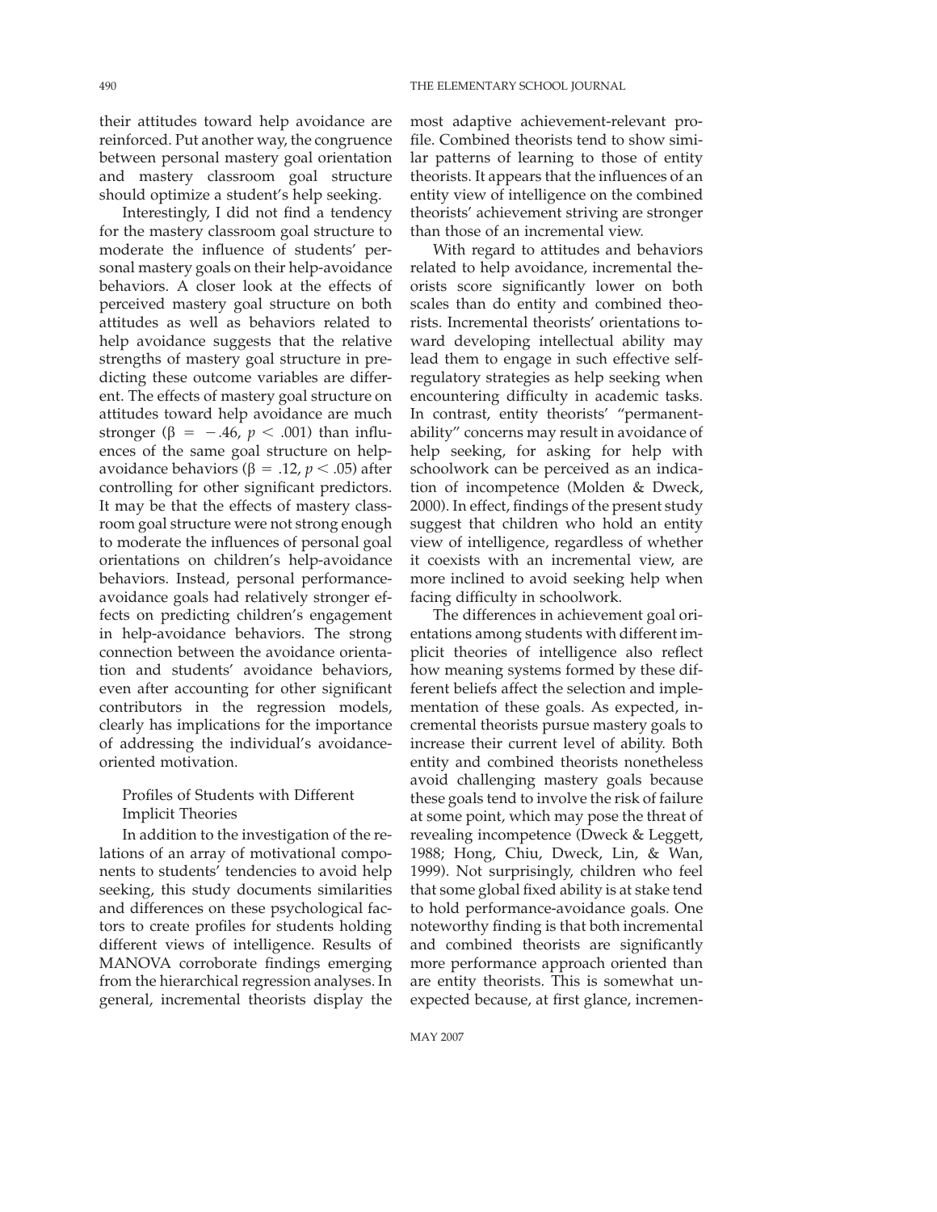their attitudes toward help avoidance are reinforced. Put another way, the congruence between personal mastery goal orientation and mastery classroom goal structure should optimize a student's help seeking.

Interestingly, I did not find a tendency for the mastery classroom goal structure to moderate the influence of students' personal mastery goals on their help-avoidance behaviors. A closer look at the effects of perceived mastery goal structure on both attitudes as well as behaviors related to help avoidance suggests that the relative strengths of mastery goal structure in predicting these outcome variables are different. The effects of mastery goal structure on attitudes toward help avoidance are much stronger ($\beta = -.46$, $p < .001$) than influences of the same goal structure on help-avoidance behaviors ($\beta = .12$, $p < .05$) after controlling for other significant predictors. It may be that the effects of mastery classroom goal structure were not strong enough to moderate the influences of personal goal orientations on children's help-avoidance behaviors. Instead, personal performance-avoidance goals had relatively stronger effects on predicting children's engagement in help-avoidance behaviors. The strong connection between the avoidance orientation and students' avoidance behaviors, even after accounting for other significant contributors in the regression models, clearly has implications for the importance of addressing the individual's avoidance-oriented motivation.

### Profiles of Students with Different Implicit Theories

In addition to the investigation of the relations of an array of motivational components to students' tendencies to avoid help seeking, this study documents similarities and differences on these psychological factors to create profiles for students holding different views of intelligence. Results of MANOVA corroborate findings emerging from the hierarchical regression analyses. In general, incremental theorists display the most adaptive achievement-relevant profile. Combined theorists tend to show similar patterns of learning to those of entity theorists. It appears that the influences of an entity view of intelligence on the combined theorists' achievement striving are stronger than those of an incremental view.

With regard to attitudes and behaviors related to help avoidance, incremental theorists score significantly lower on both scales than do entity and combined theorists. Incremental theorists' orientations toward developing intellectual ability may lead them to engage in such effective self-regulatory strategies as help seeking when encountering difficulty in academic tasks. In contrast, entity theorists' "permanent-ability" concerns may result in avoidance of help seeking, for asking for help with schoolwork can be perceived as an indication of incompetence (Molden & Dweck, 2000). In effect, findings of the present study suggest that children who hold an entity view of intelligence, regardless of whether it coexists with an incremental view, are more inclined to avoid seeking help when facing difficulty in schoolwork.

The differences in achievement goal orientations among students with different implicit theories of intelligence also reflect how meaning systems formed by these different beliefs affect the selection and implementation of these goals. As expected, incremental theorists pursue mastery goals to increase their current level of ability. Both entity and combined theorists nonetheless avoid challenging mastery goals because these goals tend to involve the risk of failure at some point, which may pose the threat of revealing incompetence (Dweck & Leggett, 1988; Hong, Chiu, Dweck, Lin, & Wan, 1999). Not surprisingly, children who feel that some global fixed ability is at stake tend to hold performance-avoidance goals. One noteworthy finding is that both incremental and combined theorists are significantly more performance approach oriented than are entity theorists. This is somewhat unexpected because, at first glance, incremen-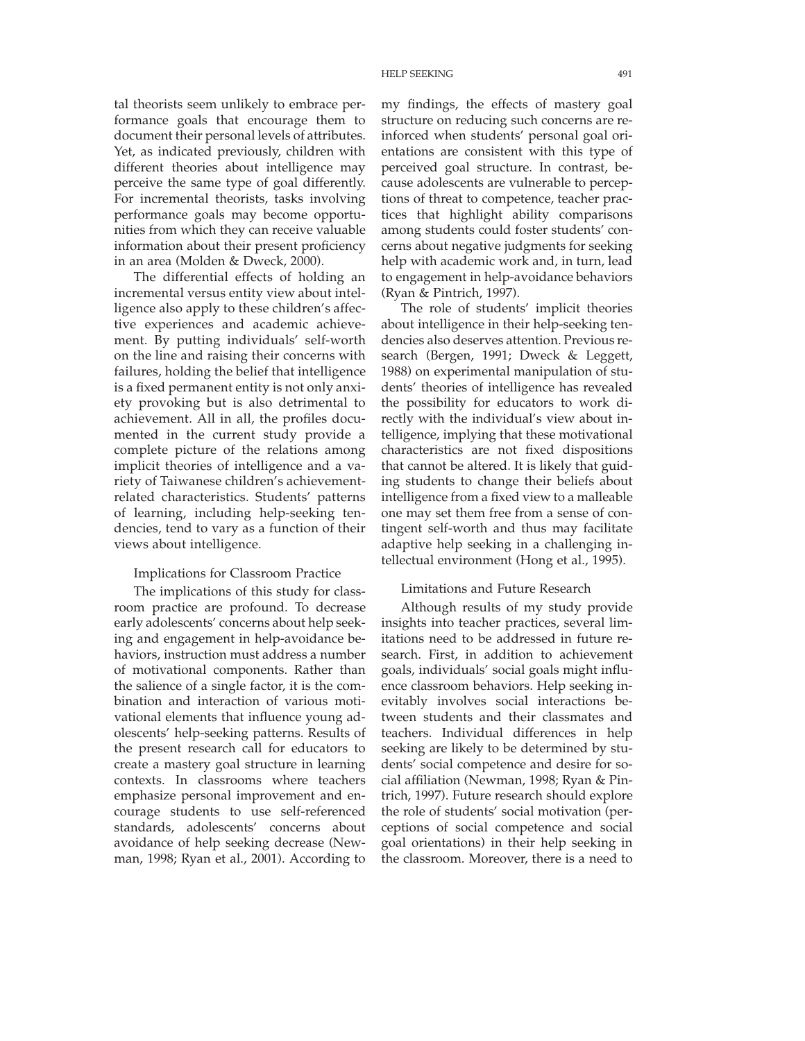tal theorists seem unlikely to embrace performance goals that encourage them to document their personal levels of attributes. Yet, as indicated previously, children with different theories about intelligence may perceive the same type of goal differently. For incremental theorists, tasks involving performance goals may become opportunities from which they can receive valuable information about their present proficiency in an area (Molden & Dweck, 2000).

The differential effects of holding an incremental versus entity view about intelligence also apply to these children's affective experiences and academic achievement. By putting individuals' self-worth on the line and raising their concerns with failures, holding the belief that intelligence is a fixed permanent entity is not only anxiety provoking but is also detrimental to achievement. All in all, the profiles documented in the current study provide a complete picture of the relations among implicit theories of intelligence and a variety of Taiwanese children's achievement-related characteristics. Students' patterns of learning, including help-seeking tendencies, tend to vary as a function of their views about intelligence.

## Implications for Classroom Practice

The implications of this study for classroom practice are profound. To decrease early adolescents' concerns about help seeking and engagement in help-avoidance behaviors, instruction must address a number of motivational components. Rather than the salience of a single factor, it is the combination and interaction of various motivational elements that influence young adolescents' help-seeking patterns. Results of the present research call for educators to create a mastery goal structure in learning contexts. In classrooms where teachers emphasize personal improvement and encourage students to use self-referenced standards, adolescents' concerns about avoidance of help seeking decrease (Newman, 1998; Ryan et al., 2001). According to my findings, the effects of mastery goal structure on reducing such concerns are reinforced when students' personal goal orientations are consistent with this type of perceived goal structure. In contrast, because adolescents are vulnerable to perceptions of threat to competence, teacher practices that highlight ability comparisons among students could foster students' concerns about negative judgments for seeking help with academic work and, in turn, lead to engagement in help-avoidance behaviors (Ryan & Pintrich, 1997).

The role of students' implicit theories about intelligence in their help-seeking tendencies also deserves attention. Previous research (Bergen, 1991; Dweck & Leggett, 1988) on experimental manipulation of students' theories of intelligence has revealed the possibility for educators to work directly with the individual's view about intelligence, implying that these motivational characteristics are not fixed dispositions that cannot be altered. It is likely that guiding students to change their beliefs about intelligence from a fixed view to a malleable one may set them free from a sense of contingent self-worth and thus may facilitate adaptive help seeking in a challenging intellectual environment (Hong et al., 1995).

## Limitations and Future Research

Although results of my study provide insights into teacher practices, several limitations need to be addressed in future research. First, in addition to achievement goals, individuals' social goals might influence classroom behaviors. Help seeking inevitably involves social interactions between students and their classmates and teachers. Individual differences in help seeking are likely to be determined by students' social competence and desire for social affiliation (Newman, 1998; Ryan & Pintrich, 1997). Future research should explore the role of students' social motivation (perceptions of social competence and social goal orientations) in their help seeking in the classroom. Moreover, there is a need to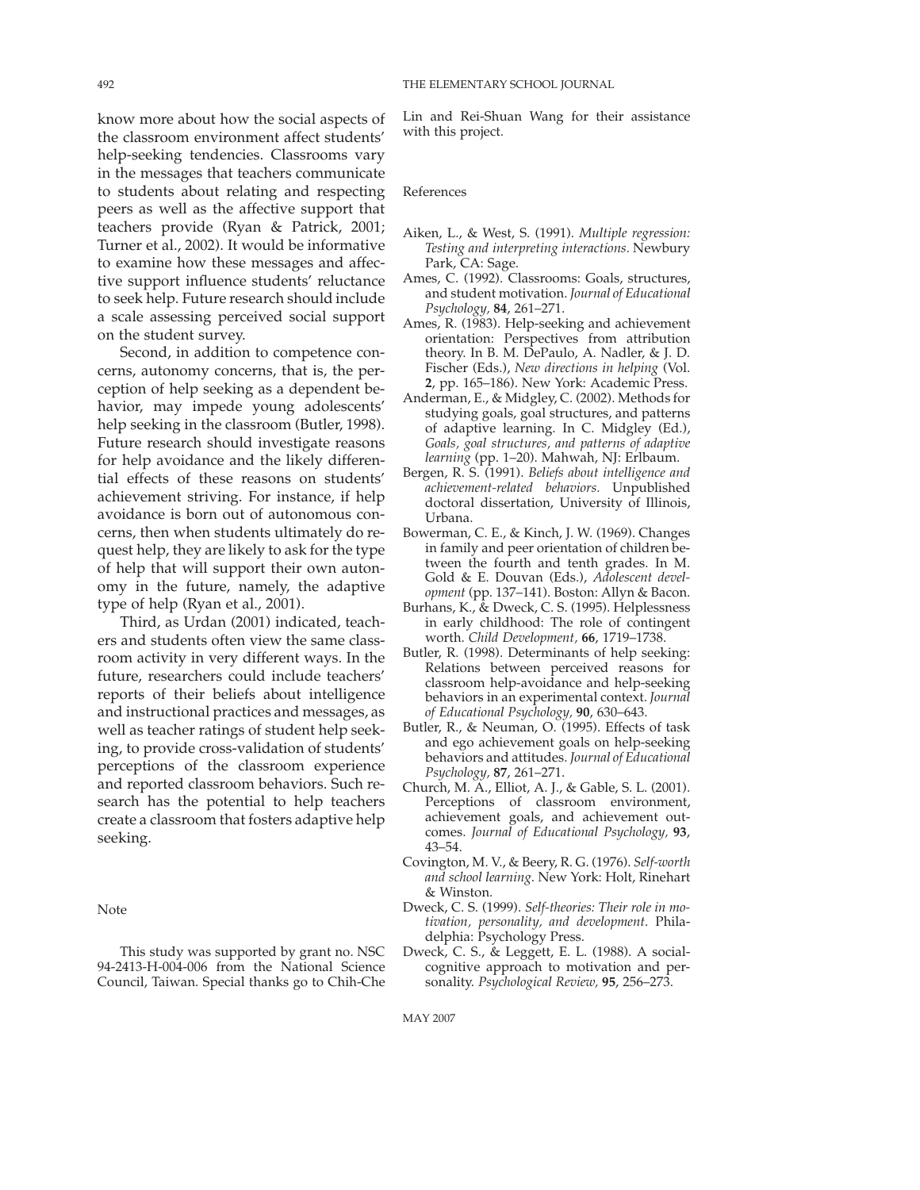know more about how the social aspects of the classroom environment affect students' help-seeking tendencies. Classrooms vary in the messages that teachers communicate to students about relating and respecting peers as well as the affective support that teachers provide (Ryan & Patrick, 2001; Turner et al., 2002). It would be informative to examine how these messages and affective support influence students' reluctance to seek help. Future research should include a scale assessing perceived social support on the student survey.

Second, in addition to competence concerns, autonomy concerns, that is, the perception of help seeking as a dependent behavior, may impede young adolescents' help seeking in the classroom (Butler, 1998). Future research should investigate reasons for help avoidance and the likely differential effects of these reasons on students' achievement striving. For instance, if help avoidance is born out of autonomous concerns, then when students ultimately do request help, they are likely to ask for the type of help that will support their own autonomy in the future, namely, the adaptive type of help (Ryan et al., 2001).

Third, as Urdan (2001) indicated, teachers and students often view the same classroom activity in very different ways. In the future, researchers could include teachers' reports of their beliefs about intelligence and instructional practices and messages, as well as teacher ratings of student help seeking, to provide cross-validation of students' perceptions of the classroom experience and reported classroom behaviors. Such research has the potential to help teachers create a classroom that fosters adaptive help seeking.

## Note

This study was supported by grant no. NSC 94-2413-H-004-006 from the National Science Council, Taiwan. Special thanks go to Chih-Che Lin and Rei-Shuan Wang for their assistance with this project.

## References

Aiken, L., & West, S. (1991). *Multiple regression: Testing and interpreting interactions.* Newbury Park, CA: Sage.

Ames, C. (1992). Classrooms: Goals, structures, and student motivation. *Journal of Educational Psychology*, **84**, 261–271.

Ames, R. (1983). Help-seeking and achievement orientation: Perspectives from attribution theory. In B. M. DePaulo, A. Nadler, & J. D. Fischer (Eds.), *New directions in helping* (Vol. **2**, pp. 165–186). New York: Academic Press.

Anderman, E., & Midgley, C. (2002). Methods for studying goals, goal structures, and patterns of adaptive learning. In C. Midgley (Ed.), *Goals, goal structures, and patterns of adaptive learning* (pp. 1–20). Mahwah, NJ: Erlbaum.

Bergen, R. S. (1991). *Beliefs about intelligence and achievement-related behaviors.* Unpublished doctoral dissertation, University of Illinois, Urbana.

Bowerman, C. E., & Kinch, J. W. (1969). Changes in family and peer orientation of children between the fourth and tenth grades. In M. Gold & E. Douvan (Eds.), *Adolescent development* (pp. 137–141). Boston: Allyn & Bacon.

Burhans, K., & Dweck, C. S. (1995). Helplessness in early childhood: The role of contingent worth. *Child Development*, **66**, 1719–1738.

Butler, R. (1998). Determinants of help seeking: Relations between perceived reasons for classroom help-avoidance and help-seeking behaviors in an experimental context. *Journal of Educational Psychology*, **90**, 630–643.

Butler, R., & Neuman, O. (1995). Effects of task and ego achievement goals on help-seeking behaviors and attitudes. *Journal of Educational Psychology*, **87**, 261–271.

Church, M. A., Elliot, A. J., & Gable, S. L. (2001). Perceptions of classroom environment, achievement goals, and achievement outcomes. *Journal of Educational Psychology*, **93**, 43–54.

Covington, M. V., & Beery, R. G. (1976). *Self-worth and school learning*. New York: Holt, Rinehart & Winston.

Dweck, C. S. (1999). *Self-theories: Their role in motivation, personality, and development*. Philadelphia: Psychology Press.

Dweck, C. S., & Leggett, E. L. (1988). A social-cognitive approach to motivation and personality. *Psychological Review*, **95**, 256–273.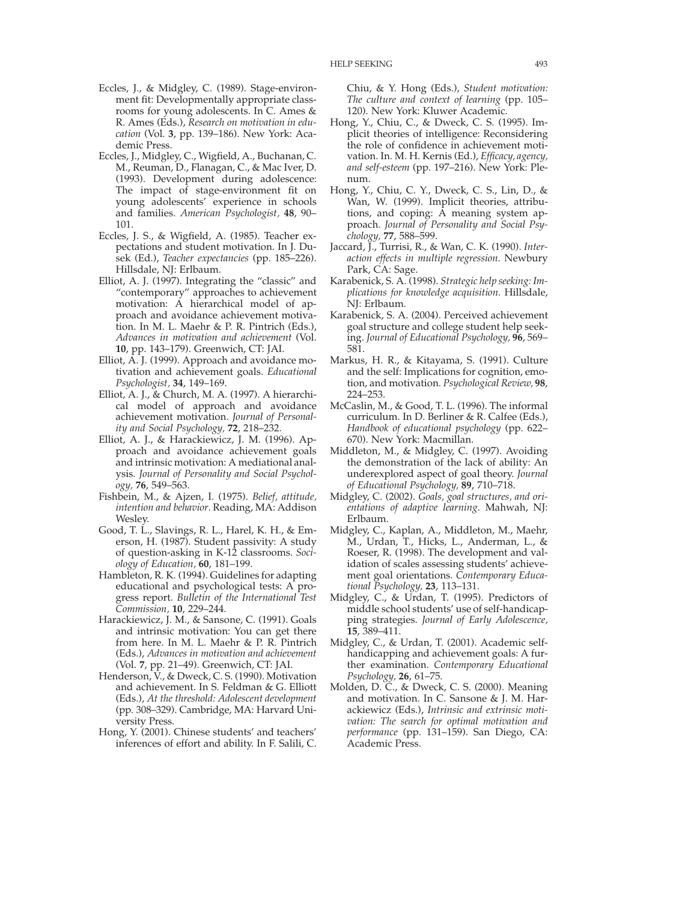Eccles, J., & Midgley, C. (1989). Stage-environment fit: Developmentally appropriate classrooms for young adolescents. In C. Ames & R. Ames (Eds.), *Research on motivation in education* (Vol. **3**, pp. 139–186). New York: Academic Press.

Eccles, J., Midgley, C., Wigfield, A., Buchanan, C. M., Reuman, D., Flanagan, C., & Mac Iver, D. (1993). Development during adolescence: The impact of stage-environment fit on young adolescents' experience in schools and families. *American Psychologist,* **48**, 90–101.

Eccles, J. S., & Wigfield, A. (1985). Teacher expectations and student motivation. In J. Dusek (Ed.), *Teacher expectancies* (pp. 185–226). Hillsdale, NJ: Erlbaum.

Elliot, A. J. (1997). Integrating the "classic" and "contemporary" approaches to achievement motivation: A hierarchical model of approach and avoidance achievement motivation. In M. L. Maehr & P. R. Pintrich (Eds.), *Advances in motivation and achievement* (Vol. **10**, pp. 143–179). Greenwich, CT: JAI.

Elliot, A. J. (1999). Approach and avoidance motivation and achievement goals. *Educational Psychologist,* **34**, 149–169.

Elliot, A. J., & Church, M. A. (1997). A hierarchical model of approach and avoidance achievement motivation. *Journal of Personality and Social Psychology,* **72**, 218–232.

Elliot, A. J., & Harackiewicz, J. M. (1996). Approach and avoidance achievement goals and intrinsic motivation: A mediational analysis. *Journal of Personality and Social Psychology,* **76**, 549–563.

Fishbein, M., & Ajzen, I. (1975). *Belief, attitude, intention and behavior*. Reading, MA: Addison Wesley.

Good, T. L., Slavings, R. L., Harel, K. H., & Emerson, H. (1987). Student passivity: A study of question-asking in K-12 classrooms. *Sociology of Education,* **60**, 181–199.

Hambleton, R. K. (1994). Guidelines for adapting educational and psychological tests: A progress report. *Bulletin of the International Test Commission,* **10**, 229–244.

Harackiewicz, J. M., & Sansone, C. (1991). Goals and intrinsic motivation: You can get there from here. In M. L. Maehr & P. R. Pintrich (Eds.), *Advances in motivation and achievement* (Vol. **7**, pp. 21–49). Greenwich, CT: JAI.

Henderson, V., & Dweck, C. S. (1990). Motivation and achievement. In S. Feldman & G. Elliott (Eds.), *At the threshold: Adolescent development* (pp. 308–329). Cambridge, MA: Harvard University Press.

Hong, Y. (2001). Chinese students' and teachers' inferences of effort and ability. In F. Salili, C. Chiu, & Y. Hong (Eds.), *Student motivation: The culture and context of learning* (pp. 105–120). New York: Kluwer Academic.

Hong, Y., Chiu, C., & Dweck, C. S. (1995). Implicit theories of intelligence: Reconsidering the role of confidence in achievement motivation. In. M. H. Kernis (Ed.), *Efficacy, agency, and self-esteem* (pp. 197–216). New York: Plenum.

Hong, Y., Chiu, C. Y., Dweck, C. S., Lin, D., & Wan, W. (1999). Implicit theories, attributions, and coping: A meaning system approach. *Journal of Personality and Social Psychology,* **77**, 588–599.

Jaccard, J., Turrisi, R., & Wan, C. K. (1990). *Interaction effects in multiple regression*. Newbury Park, CA: Sage.

Karabenick, S. A. (1998). *Strategic help seeking: Implications for knowledge acquisition*. Hillsdale, NJ: Erlbaum.

Karabenick, S. A. (2004). Perceived achievement goal structure and college student help seeking. *Journal of Educational Psychology,* **96**, 569–581.

Markus, H. R., & Kitayama, S. (1991). Culture and the self: Implications for cognition, emotion, and motivation. *Psychological Review,* **98**, 224–253.

McCaslin, M., & Good, T. L. (1996). The informal curriculum. In D. Berliner & R. Calfee (Eds.), *Handbook of educational psychology* (pp. 622–670). New York: Macmillan.

Middleton, M., & Midgley, C. (1997). Avoiding the demonstration of the lack of ability: An underexplored aspect of goal theory. *Journal of Educational Psychology,* **89**, 710–718.

Midgley, C. (2002). *Goals, goal structures, and orientations of adaptive learning*. Mahwah, NJ: Erlbaum.

Midgley, C., Kaplan, A., Middleton, M., Maehr, M., Urdan, T., Hicks, L., Anderman, L., & Roeser, R. (1998). The development and validation of scales assessing students' achievement goal orientations. *Contemporary Educational Psychology,* **23**, 113–131.

Midgley, C., & Urdan, T. (1995). Predictors of middle school students' use of self-handicapping strategies. *Journal of Early Adolescence,* **15**, 389–411.

Midgley, C., & Urdan, T. (2001). Academic self-handicapping and achievement goals: A further examination. *Contemporary Educational Psychology,* **26**, 61–75.

Molden, D. C., & Dweck, C. S. (2000). Meaning and motivation. In C. Sansone & J. M. Harackiewicz (Eds.), *Intrinsic and extrinsic motivation: The search for optimal motivation and performance* (pp. 131–159). San Diego, CA: Academic Press.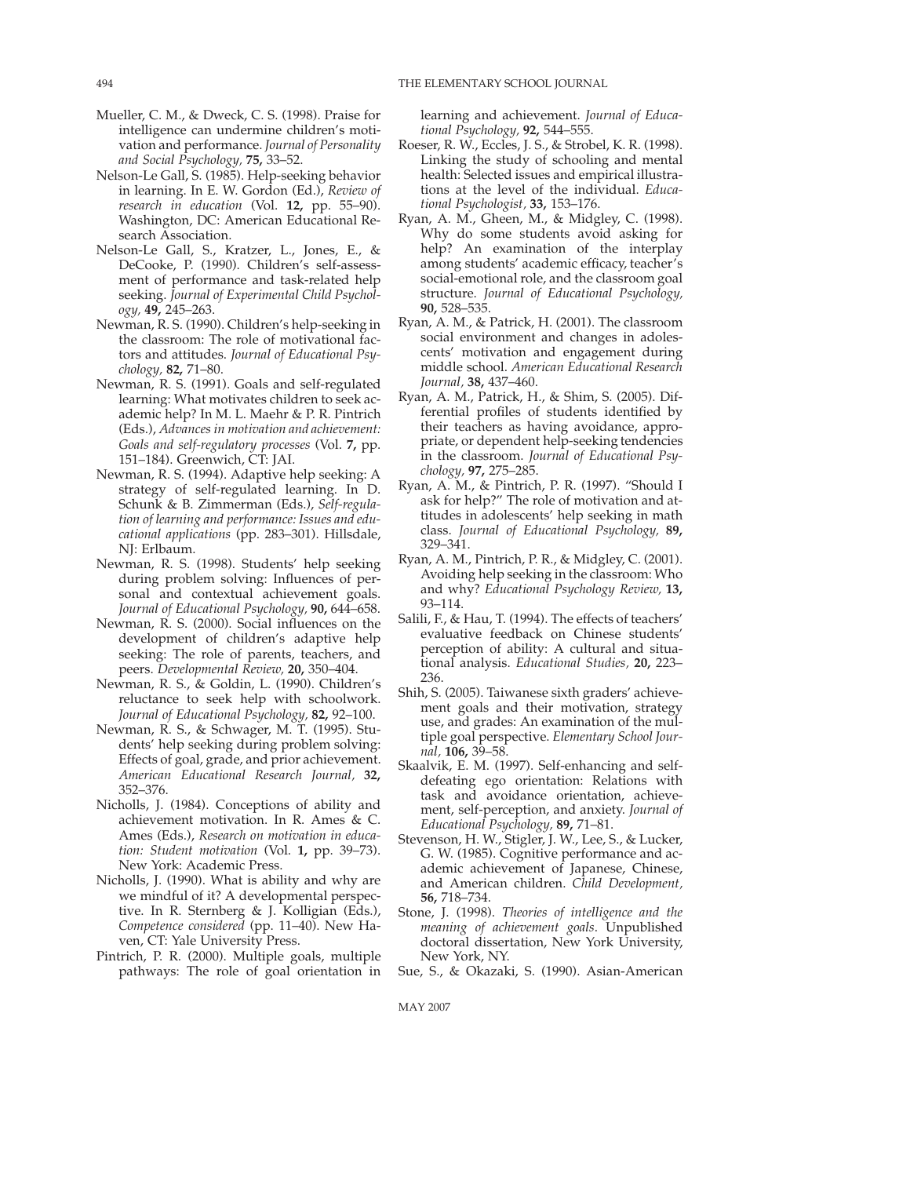Mueller, C. M., & Dweck, C. S. (1998). Praise for intelligence can undermine children's motivation and performance. *Journal of Personality and Social Psychology,* **75,** 33–52.

Nelson-Le Gall, S. (1985). Help-seeking behavior in learning. In E. W. Gordon (Ed.), *Review of research in education* (Vol. **12,** pp. 55–90). Washington, DC: American Educational Research Association.

Nelson-Le Gall, S., Kratzer, L., Jones, E., & DeCooke, P. (1990). Children's self-assessment of performance and task-related help seeking. *Journal of Experimental Child Psychology,* **49,** 245–263.

Newman, R. S. (1990). Children's help-seeking in the classroom: The role of motivational factors and attitudes. *Journal of Educational Psychology,* **82,** 71–80.

Newman, R. S. (1991). Goals and self-regulated learning: What motivates children to seek academic help? In M. L. Maehr & P. R. Pintrich (Eds.), *Advances in motivation and achievement: Goals and self-regulatory processes* (Vol. **7,** pp. 151–184). Greenwich, CT: JAI.

Newman, R. S. (1994). Adaptive help seeking: A strategy of self-regulated learning. In D. Schunk & B. Zimmerman (Eds.), *Self-regulation of learning and performance: Issues and educational applications* (pp. 283–301). Hillsdale, NJ: Erlbaum.

Newman, R. S. (1998). Students' help seeking during problem solving: Influences of personal and contextual achievement goals. *Journal of Educational Psychology,* **90,** 644–658.

Newman, R. S. (2000). Social influences on the development of children's adaptive help seeking: The role of parents, teachers, and peers. *Developmental Review,* **20,** 350–404.

Newman, R. S., & Goldin, L. (1990). Children's reluctance to seek help with schoolwork. *Journal of Educational Psychology,* **82,** 92–100.

Newman, R. S., & Schwager, M. T. (1995). Students' help seeking during problem solving: Effects of goal, grade, and prior achievement. *American Educational Research Journal,* **32,** 352–376.

Nicholls, J. (1984). Conceptions of ability and achievement motivation. In R. Ames & C. Ames (Eds.), *Research on motivation in education: Student motivation* (Vol. **1,** pp. 39–73). New York: Academic Press.

Nicholls, J. (1990). What is ability and why are we mindful of it? A developmental perspective. In R. Sternberg & J. Kolligian (Eds.), *Competence considered* (pp. 11–40). New Haven, CT: Yale University Press.

Pintrich, P. R. (2000). Multiple goals, multiple pathways: The role of goal orientation in learning and achievement. *Journal of Educational Psychology,* **92,** 544–555.

Roeser, R. W., Eccles, J. S., & Strobel, K. R. (1998). Linking the study of schooling and mental health: Selected issues and empirical illustrations at the level of the individual. *Educational Psychologist,* **33,** 153–176.

Ryan, A. M., Gheen, M., & Midgley, C. (1998). Why do some students avoid asking for help? An examination of the interplay among students' academic efficacy, teacher's social-emotional role, and the classroom goal structure. *Journal of Educational Psychology,* **90,** 528–535.

Ryan, A. M., & Patrick, H. (2001). The classroom social environment and changes in adolescents' motivation and engagement during middle school. *American Educational Research Journal,* **38,** 437–460.

Ryan, A. M., Patrick, H., & Shim, S. (2005). Differential profiles of students identified by their teachers as having avoidance, appropriate, or dependent help-seeking tendencies in the classroom. *Journal of Educational Psychology,* **97,** 275–285.

Ryan, A. M., & Pintrich, P. R. (1997). "Should I ask for help?" The role of motivation and attitudes in adolescents' help seeking in math class. *Journal of Educational Psychology,* **89,** 329–341.

Ryan, A. M., Pintrich, P. R., & Midgley, C. (2001). Avoiding help seeking in the classroom: Who and why? *Educational Psychology Review,* **13,** 93–114.

Salili, F., & Hau, T. (1994). The effects of teachers' evaluative feedback on Chinese students' perception of ability: A cultural and situational analysis. *Educational Studies,* **20,** 223–236.

Shih, S. (2005). Taiwanese sixth graders' achievement goals and their motivation, strategy use, and grades: An examination of the multiple goal perspective. *Elementary School Journal,* **106,** 39–58.

Skaalvik, E. M. (1997). Self-enhancing and self-defeating ego orientation: Relations with task and avoidance orientation, achievement, self-perception, and anxiety. *Journal of Educational Psychology,* **89,** 71–81.

Stevenson, H. W., Stigler, J. W., Lee, S., & Lucker, G. W. (1985). Cognitive performance and academic achievement of Japanese, Chinese, and American children. *Child Development,* **56,** 718–734.

Stone, J. (1998). *Theories of intelligence and the meaning of achievement goals*. Unpublished doctoral dissertation, New York University, New York, NY.

Sue, S., & Okazaki, S. (1990). Asian-American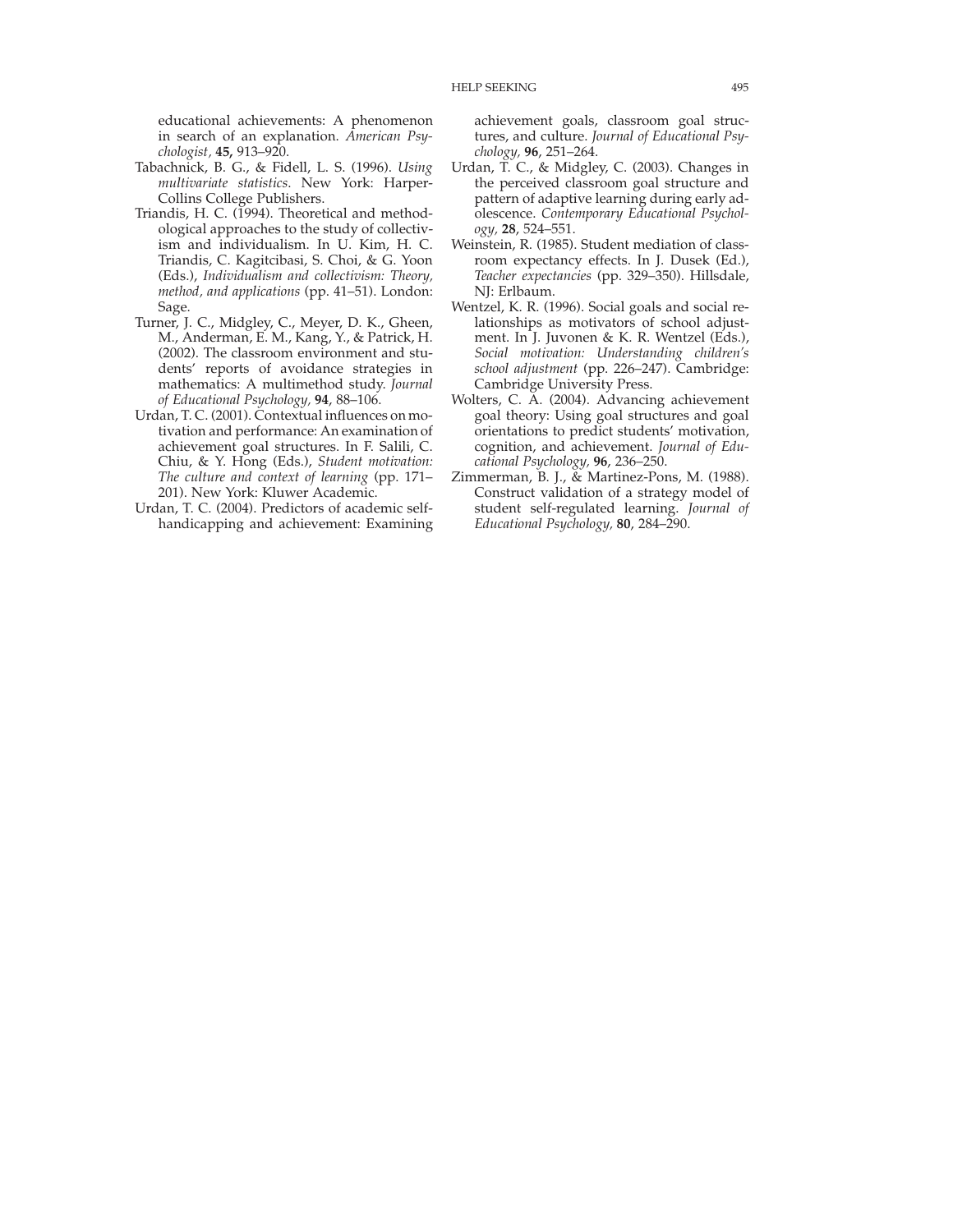educational achievements: A phenomenon in search of an explanation. *American Psychologist,* **45,** 913–920.

Tabachnick, B. G., & Fidell, L. S. (1996). *Using multivariate statistics*. New York: HarperCollins College Publishers.

Triandis, H. C. (1994). Theoretical and methodological approaches to the study of collectivism and individualism. In U. Kim, H. C. Triandis, C. Kagitcibasi, S. Choi, & G. Yoon (Eds.), *Individualism and collectivism: Theory, method, and applications* (pp. 41–51). London: Sage.

Turner, J. C., Midgley, C., Meyer, D. K., Gheen, M., Anderman, E. M., Kang, Y., & Patrick, H. (2002). The classroom environment and students' reports of avoidance strategies in mathematics: A multimethod study. *Journal of Educational Psychology,* **94**, 88–106.

Urdan, T. C. (2001). Contextual influences on motivation and performance: An examination of achievement goal structures. In F. Salili, C. Chiu, & Y. Hong (Eds.), *Student motivation: The culture and context of learning* (pp. 171–201). New York: Kluwer Academic.

Urdan, T. C. (2004). Predictors of academic self-handicapping and achievement: Examining achievement goals, classroom goal structures, and culture. *Journal of Educational Psychology,* **96**, 251–264.

Urdan, T. C., & Midgley, C. (2003). Changes in the perceived classroom goal structure and pattern of adaptive learning during early adolescence. *Contemporary Educational Psychology,* **28**, 524–551.

Weinstein, R. (1985). Student mediation of classroom expectancy effects. In J. Dusek (Ed.), *Teacher expectancies* (pp. 329–350). Hillsdale, NJ: Erlbaum.

Wentzel, K. R. (1996). Social goals and social relationships as motivators of school adjustment. In J. Juvonen & K. R. Wentzel (Eds.), *Social motivation: Understanding children's school adjustment* (pp. 226–247). Cambridge: Cambridge University Press.

Wolters, C. A. (2004). Advancing achievement goal theory: Using goal structures and goal orientations to predict students' motivation, cognition, and achievement. *Journal of Educational Psychology,* **96**, 236–250.

Zimmerman, B. J., & Martinez-Pons, M. (1988). Construct validation of a strategy model of student self-regulated learning. *Journal of Educational Psychology,* **80**, 284–290.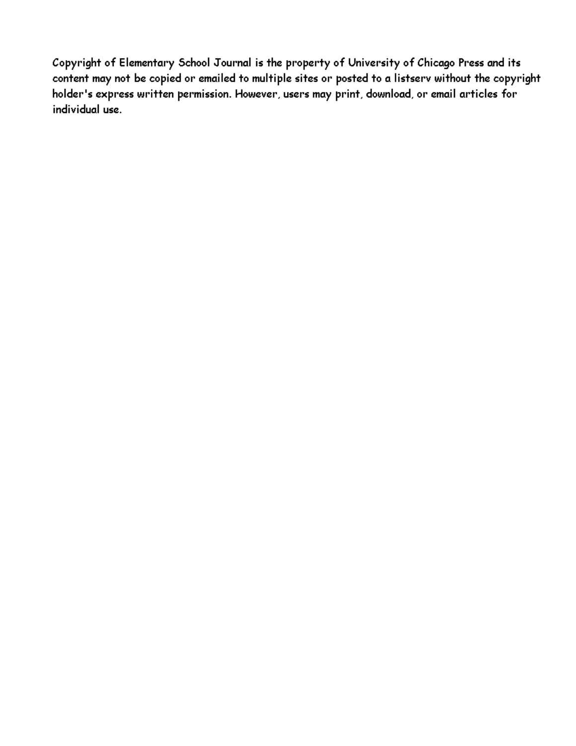Copyright of Elementary School Journal is the property of University of Chicago Press and its content may not be copied or emailed to multiple sites or posted to a listserv without the copyright holder's express written permission. However, users may print, download, or email articles for individual use.